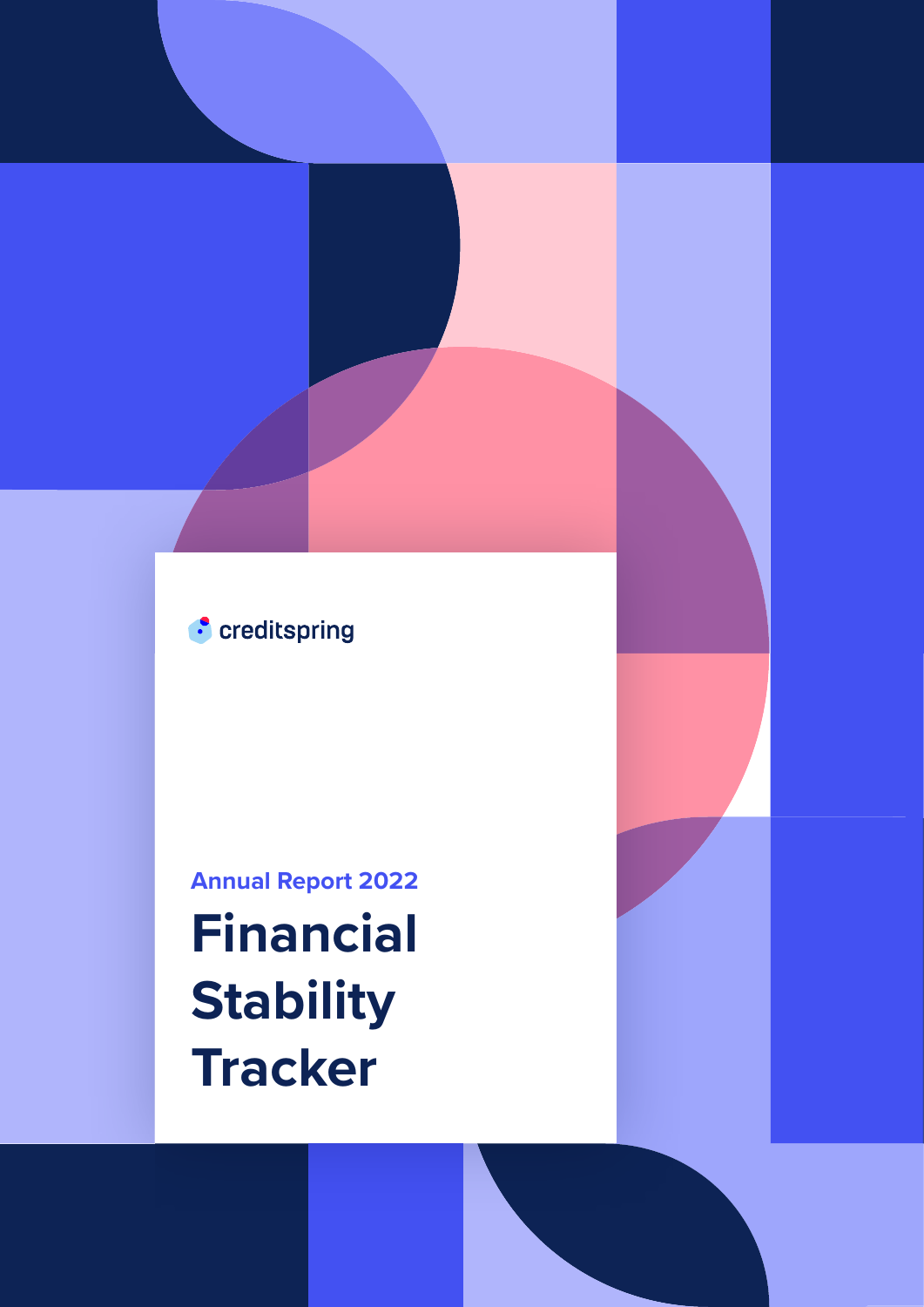creditspring

Annual Report 2022

# Financial Stability Tracker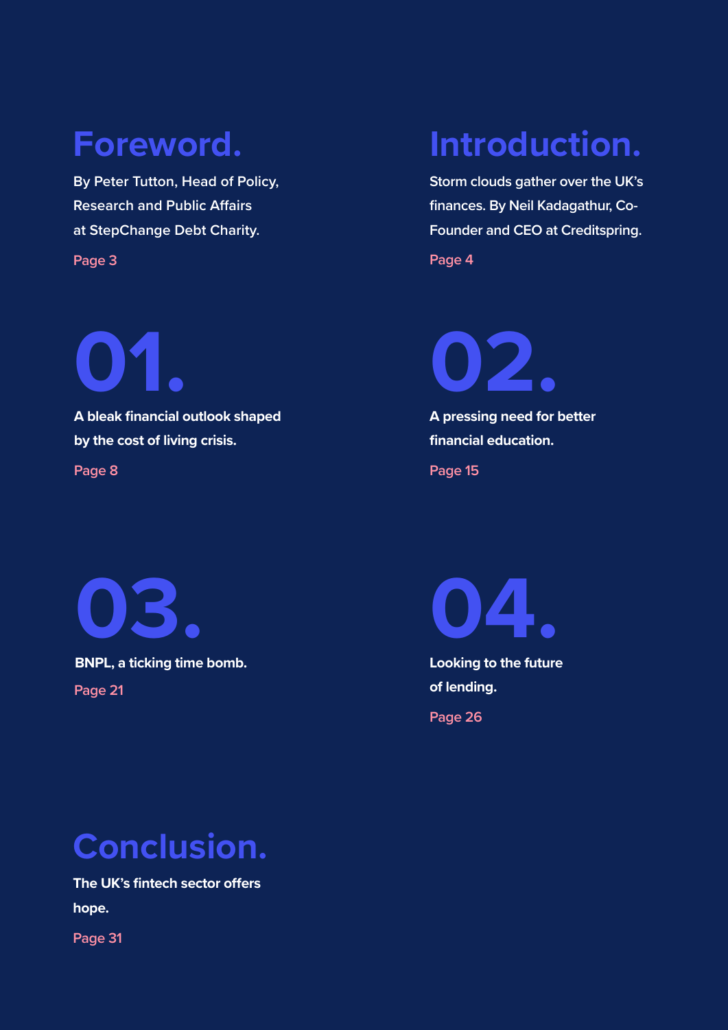## Foreword.

By Peter Tutton, Head of Policy, Research and Public Affairs at StepChange Debt Charity.

Page 3

## Introduction.

Storm clouds gather over the UK's finances. By Neil Kadagathur, Co-Founder and CEO at Creditspring.

Page 4

## 01.

**A bleak financial outlook shaped by the cost of living crisis.**

Page 8

## 02.

**A pressing need for better financial education.**

Page 15

## 03.

**BNPL, a ticking time bomb.**

Page 21

## 04.

**Looking to the future of lending.**

Page 26

## Conclusion.

**The UK's fintech sector offers hope.**

Page 31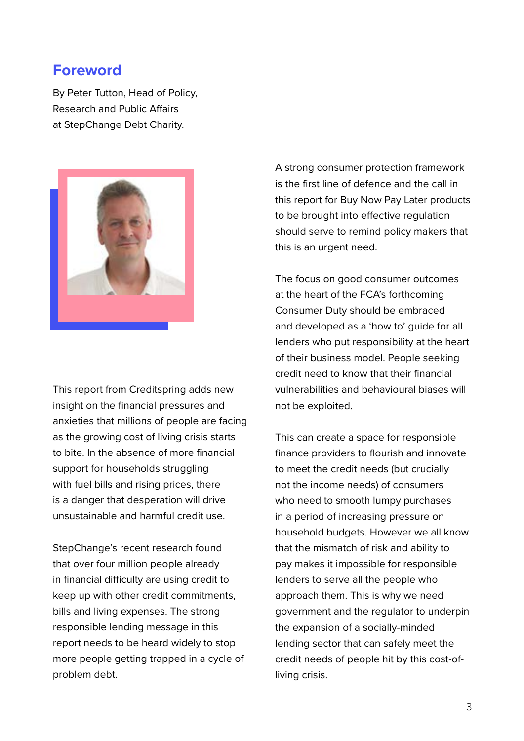## Foreword

By Peter Tutton, Head of Policy, Research and Public Affairs at StepChange Debt Charity.

This report from Creditspring adds new insight on the financial pressures and anxieties that millions of people are facing as the growing cost of living crisis starts to bite. In the absence of more financial support for households struggling with fuel bills and rising prices, there is a danger that desperation will drive unsustainable and harmful credit use.

StepChange's recent research found that over four million people already in financial difficulty are using credit to keep up with other credit commitments, bills and living expenses. The strong responsible lending message in this report needs to be heard widely to stop more people getting trapped in a cycle of problem debt.

A strong consumer protection framework is the first line of defence and the call in this report for Buy Now Pay Later products to be brought into effective regulation should serve to remind policy makers that this is an urgent need.

The focus on good consumer outcomes at the heart of the FCA's forthcoming Consumer Duty should be embraced and developed as a 'how to' guide for all lenders who put responsibility at the heart of their business model. People seeking credit need to know that their financial vulnerabilities and behavioural biases will not be exploited.

This can create a space for responsible finance providers to flourish and innovate to meet the credit needs (but crucially not the income needs) of consumers who need to smooth lumpy purchases in a period of increasing pressure on household budgets. However we all know that the mismatch of risk and ability to pay makes it impossible for responsible lenders to serve all the people who approach them. This is why we need government and the regulator to underpin the expansion of a socially-minded lending sector that can safely meet the credit needs of people hit by this cost-of-living crisis.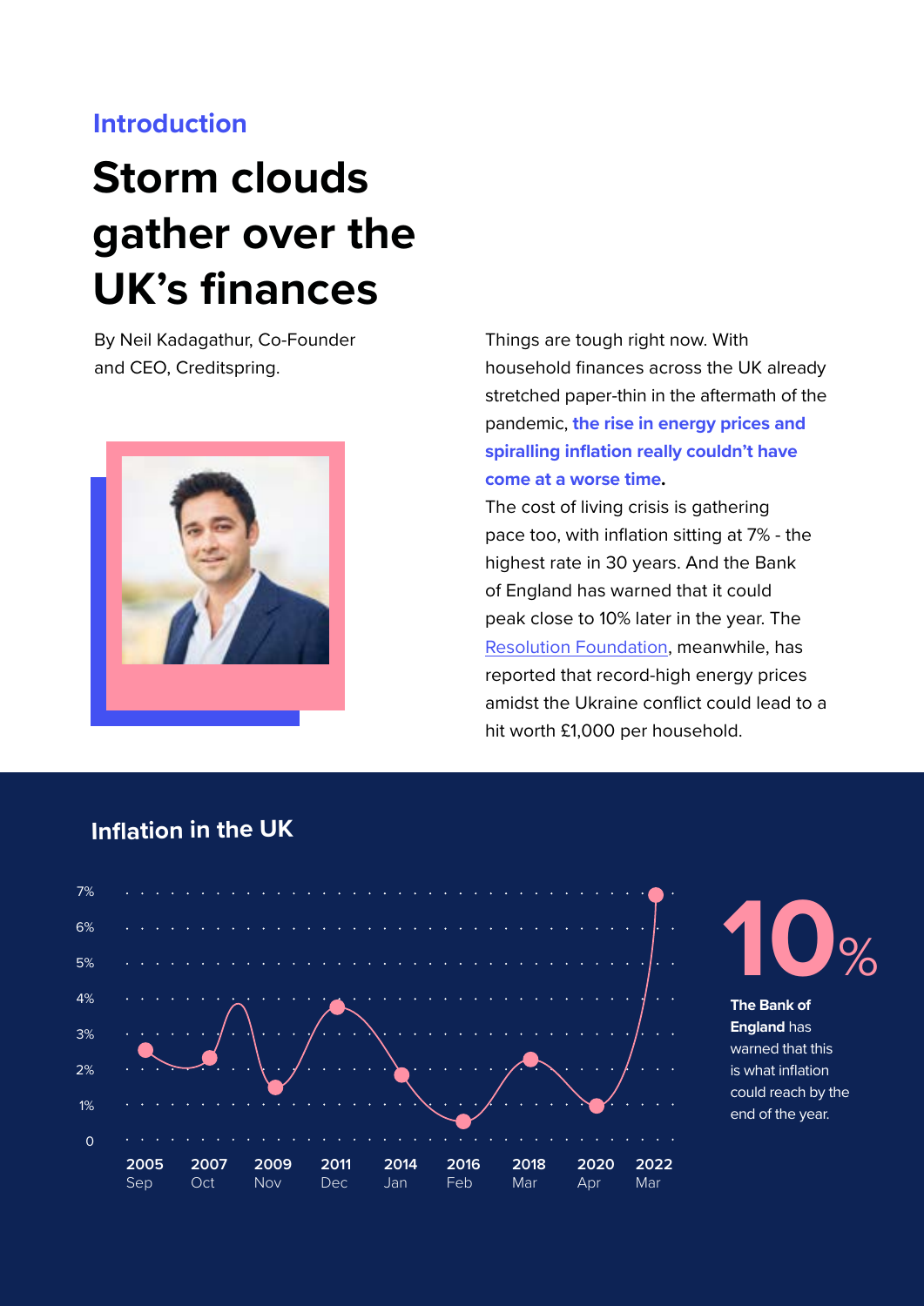## Introduction

# Storm clouds gather over the UK's finances

By Neil Kadagathur, Co-Founder and CEO, Creditspring.

Things are tough right now. With household finances across the UK already stretched paper-thin in the aftermath of the pandemic, **the rise in energy prices and spiralling inflation really couldn't have come at a worse time.**

The cost of living crisis is gathering pace too, with inflation sitting at 7% - the highest rate in 30 years. And the Bank of England has warned that it could peak close to 10% later in the year. The [Resolution Foundation](), meanwhile, has reported that record-high energy prices amidst the Ukraine conflict could lead to a hit worth £1,000 per household.

### Inflation in the UK

| 2005 Sep | 2007 Oct | 2009 Nov | 2011 Dec | 2014 Jan | 2016 Feb | 2018 Mar | 2020 Apr | 2022 Mar |
|---|---|---|---|---|---|---|---|---|

Y-axis: 0, 1%, 2%, 3%, 4%, 5%, 6%, 7%

**10%**

**The Bank of England** has warned that this is what inflation could reach by the end of the year.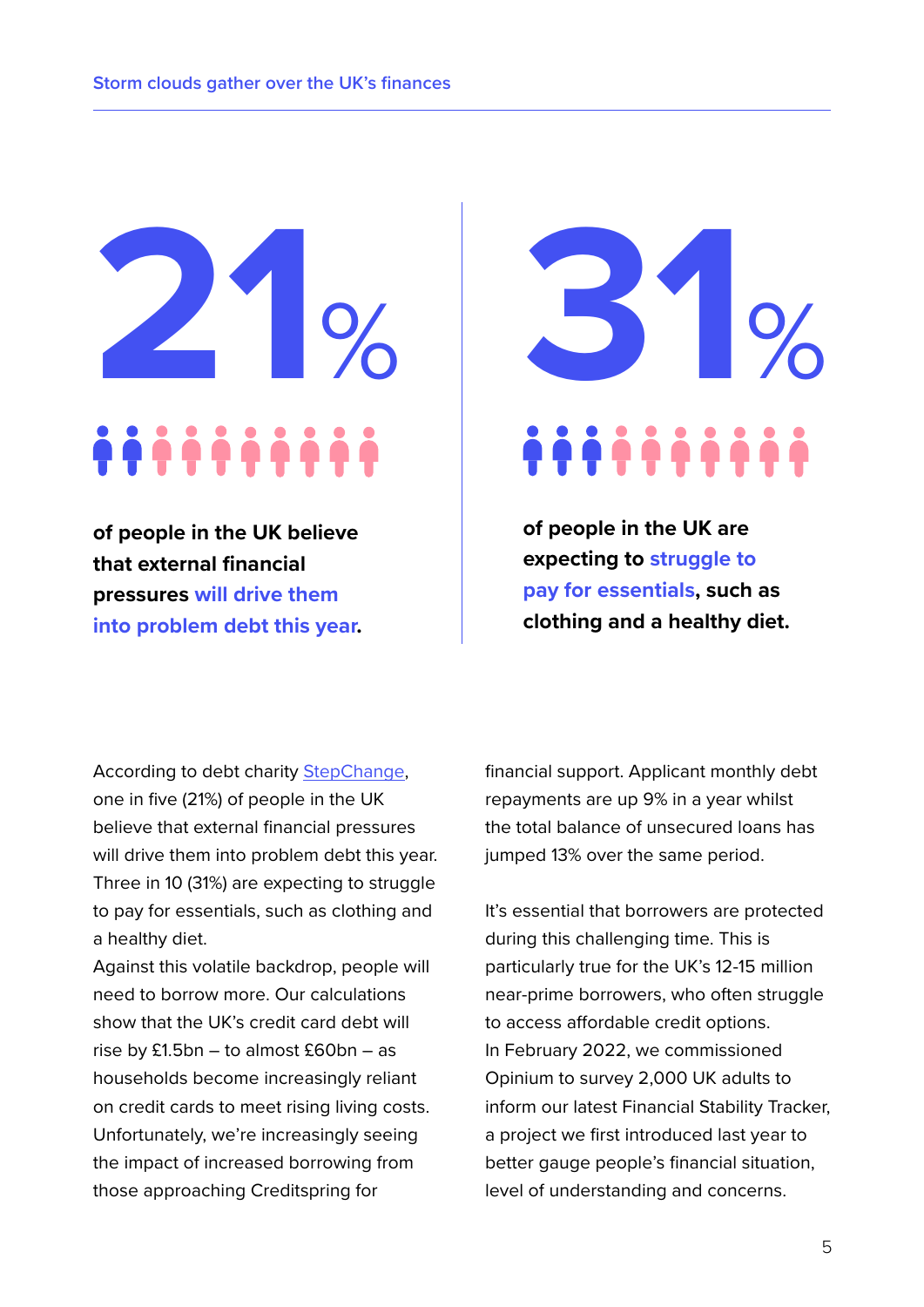**21%**

**of people in the UK believe that external financial pressures will drive them into problem debt this year.**

**31%**

**of people in the UK are expecting to struggle to pay for essentials, such as clothing and a healthy diet.**

According to debt charity StepChange, one in five (21%) of people in the UK believe that external financial pressures will drive them into problem debt this year. Three in 10 (31%) are expecting to struggle to pay for essentials, such as clothing and a healthy diet.

Against this volatile backdrop, people will need to borrow more. Our calculations show that the UK's credit card debt will rise by £1.5bn – to almost £60bn – as households become increasingly reliant on credit cards to meet rising living costs. Unfortunately, we're increasingly seeing the impact of increased borrowing from those approaching Creditspring for financial support. Applicant monthly debt repayments are up 9% in a year whilst the total balance of unsecured loans has jumped 13% over the same period.

It's essential that borrowers are protected during this challenging time. This is particularly true for the UK's 12-15 million near-prime borrowers, who often struggle to access affordable credit options.

In February 2022, we commissioned Opinium to survey 2,000 UK adults to inform our latest Financial Stability Tracker, a project we first introduced last year to better gauge people's financial situation, level of understanding and concerns.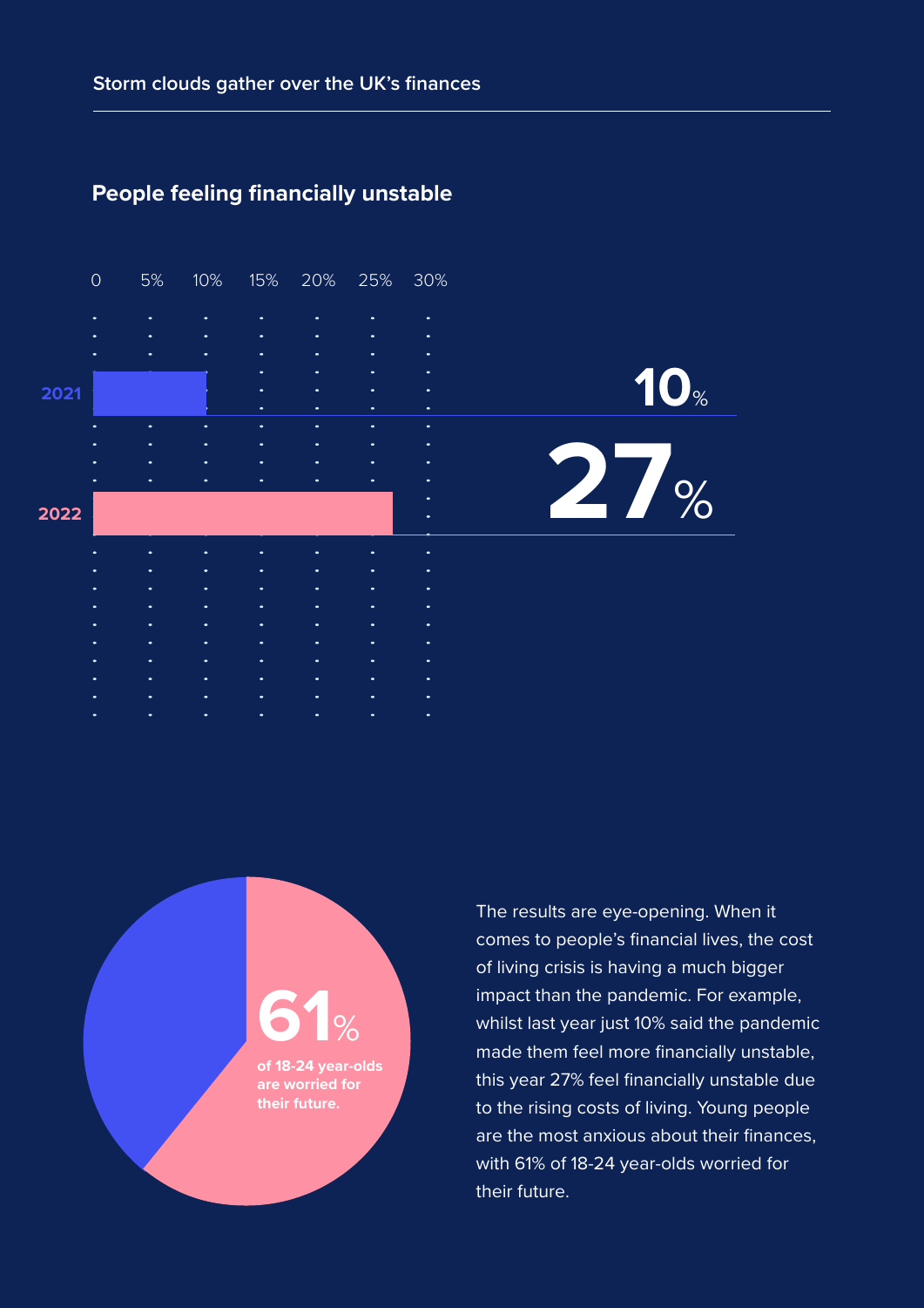## People feeling financially unstable

| Year | Percentage |
|---|---|
| 2021 | 10% |
| 2022 | 27% |

**61%** of 18-24 year-olds are worried for their future.

The results are eye-opening. When it comes to people's financial lives, the cost of living crisis is having a much bigger impact than the pandemic. For example, whilst last year just 10% said the pandemic made them feel more financially unstable, this year 27% feel financially unstable due to the rising costs of living. Young people are the most anxious about their finances, with 61% of 18-24 year-olds worried for their future.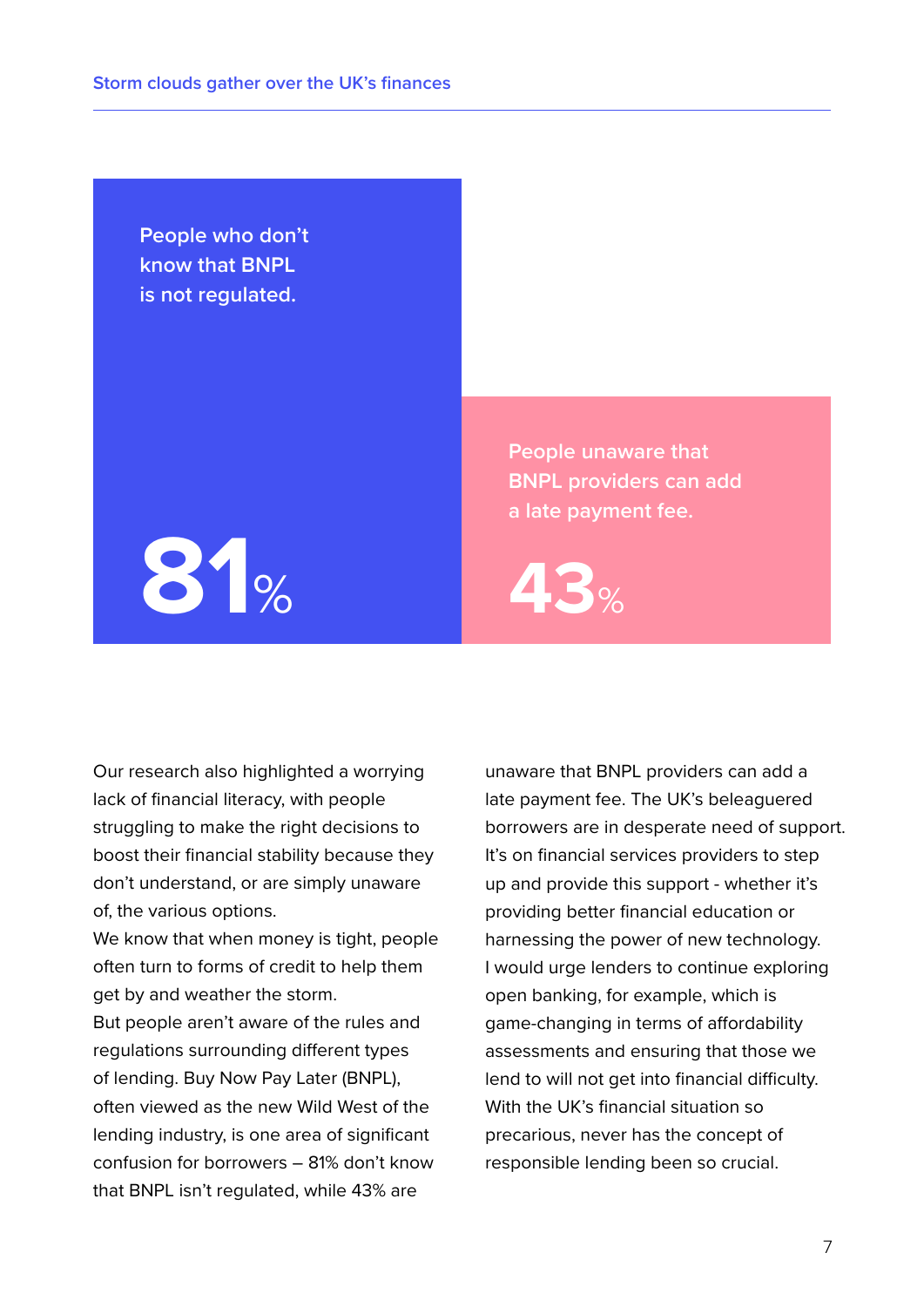People who don't know that BNPL is not regulated.

**81%**

People unaware that BNPL providers can add a late payment fee.

**43%**

Our research also highlighted a worrying lack of financial literacy, with people struggling to make the right decisions to boost their financial stability because they don't understand, or are simply unaware of, the various options.

We know that when money is tight, people often turn to forms of credit to help them get by and weather the storm.

But people aren't aware of the rules and regulations surrounding different types of lending. Buy Now Pay Later (BNPL), often viewed as the new Wild West of the lending industry, is one area of significant confusion for borrowers – 81% don't know that BNPL isn't regulated, while 43% are unaware that BNPL providers can add a late payment fee. The UK's beleaguered borrowers are in desperate need of support. It's on financial services providers to step up and provide this support - whether it's providing better financial education or harnessing the power of new technology.

I would urge lenders to continue exploring open banking, for example, which is game-changing in terms of affordability assessments and ensuring that those we lend to will not get into financial difficulty. With the UK's financial situation so precarious, never has the concept of responsible lending been so crucial.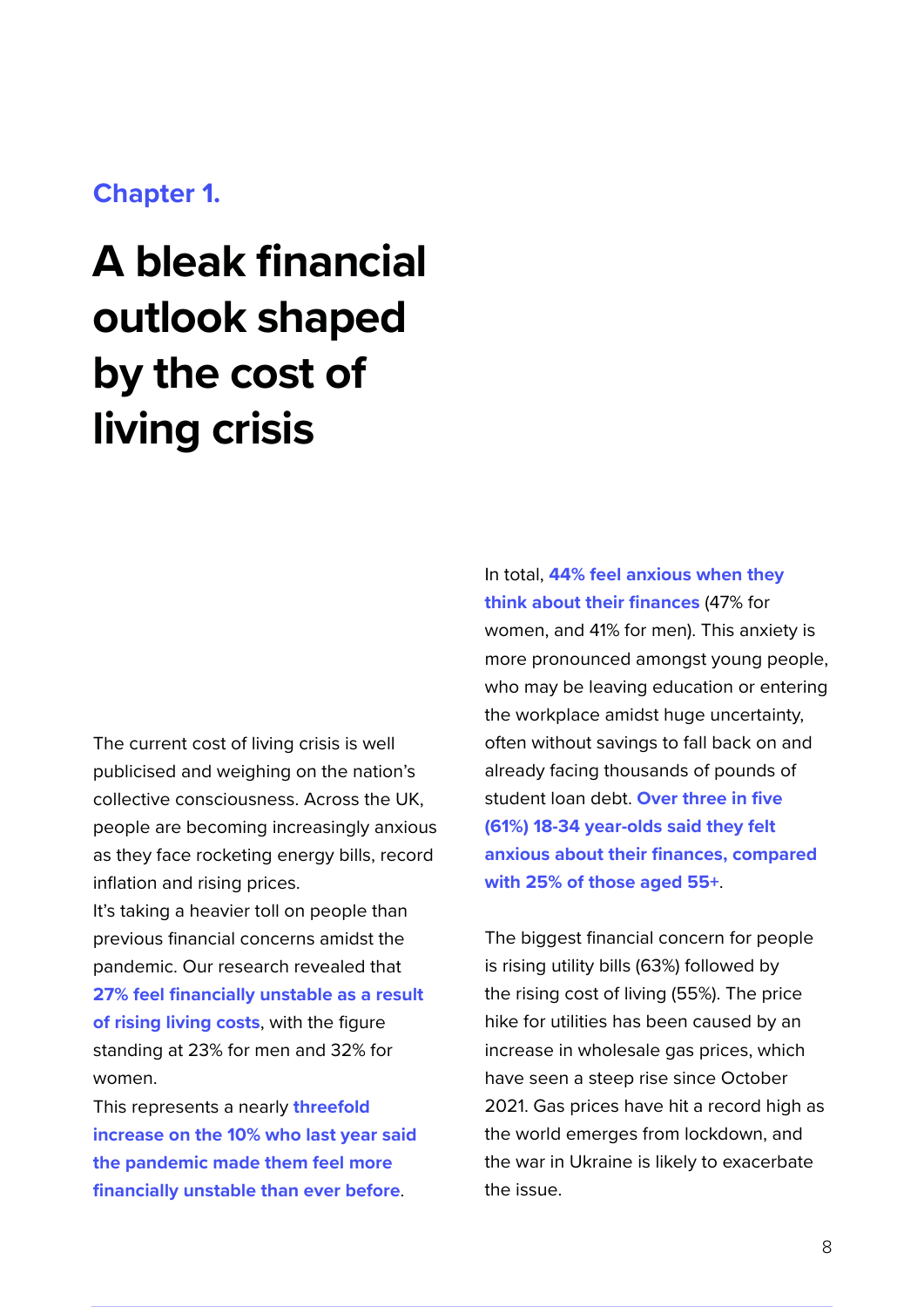Chapter 1.

# A bleak financial outlook shaped by the cost of living crisis

The current cost of living crisis is well publicised and weighing on the nation's collective consciousness. Across the UK, people are becoming increasingly anxious as they face rocketing energy bills, record inflation and rising prices.

It's taking a heavier toll on people than previous financial concerns amidst the pandemic. Our research revealed that **27% feel financially unstable as a result of rising living costs**, with the figure standing at 23% for men and 32% for women.

This represents a nearly **threefold increase on the 10% who last year said the pandemic made them feel more financially unstable than ever before**.

In total, **44% feel anxious when they think about their finances** (47% for women, and 41% for men). This anxiety is more pronounced amongst young people, who may be leaving education or entering the workplace amidst huge uncertainty, often without savings to fall back on and already facing thousands of pounds of student loan debt. **Over three in five (61%) 18-34 year-olds said they felt anxious about their finances, compared with 25% of those aged 55+**.

The biggest financial concern for people is rising utility bills (63%) followed by the rising cost of living (55%). The price hike for utilities has been caused by an increase in wholesale gas prices, which have seen a steep rise since October 2021. Gas prices have hit a record high as the world emerges from lockdown, and the war in Ukraine is likely to exacerbate the issue.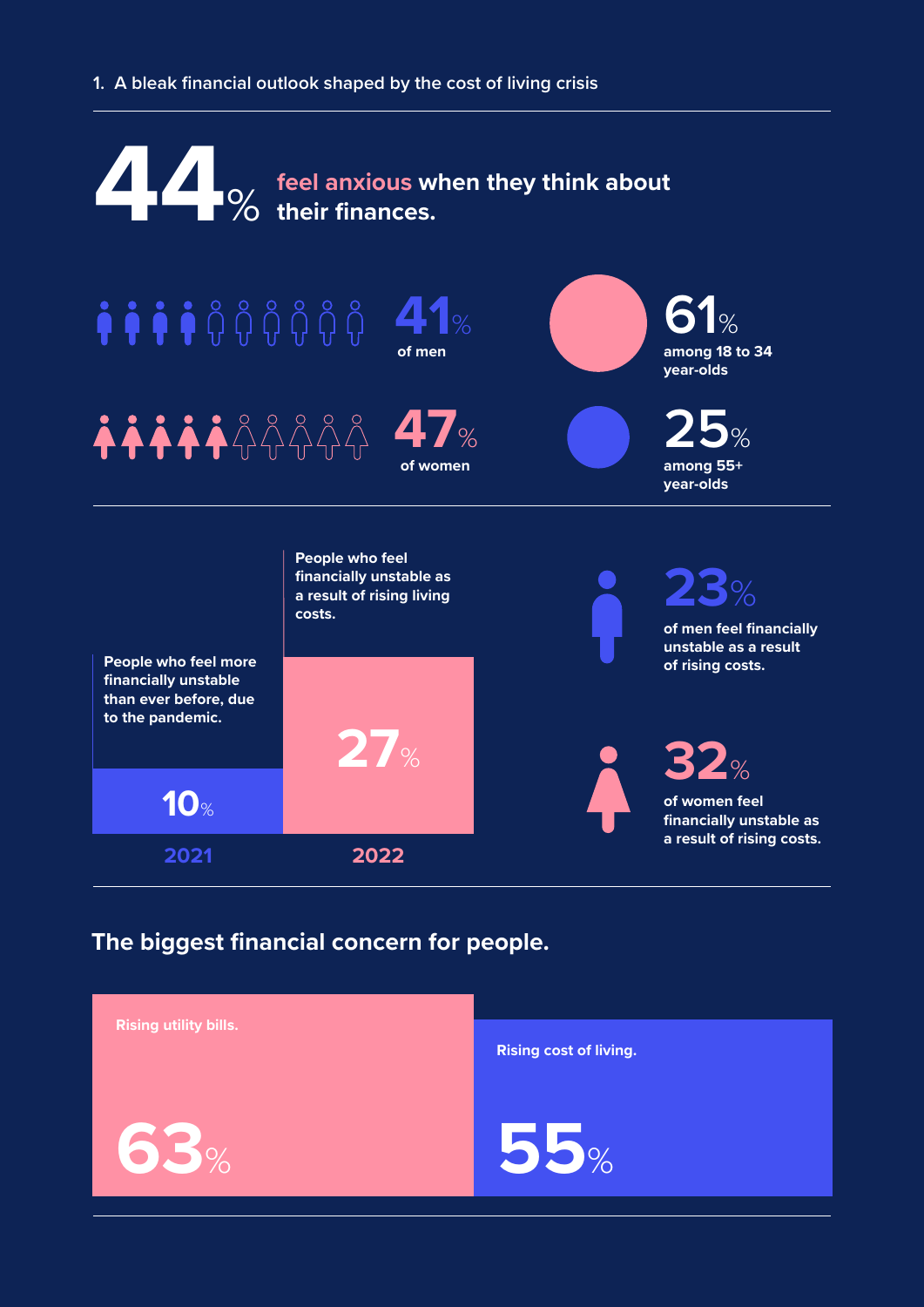## 1. A bleak financial outlook shaped by the cost of living crisis

**44%** feel anxious when they think about their finances.

- **41%** of men
- **47%** of women
- **61%** among 18 to 34 year-olds
- **25%** among 55+ year-olds

People who feel more financially unstable than ever before, due to the pandemic.

**10%** 2021

People who feel financially unstable as a result of rising living costs.

**27%** 2022

**23%** of men feel financially unstable as a result of rising costs.

**32%** of women feel financially unstable as a result of rising costs.

### The biggest financial concern for people.

Rising utility bills. **63%**

Rising cost of living. **55%**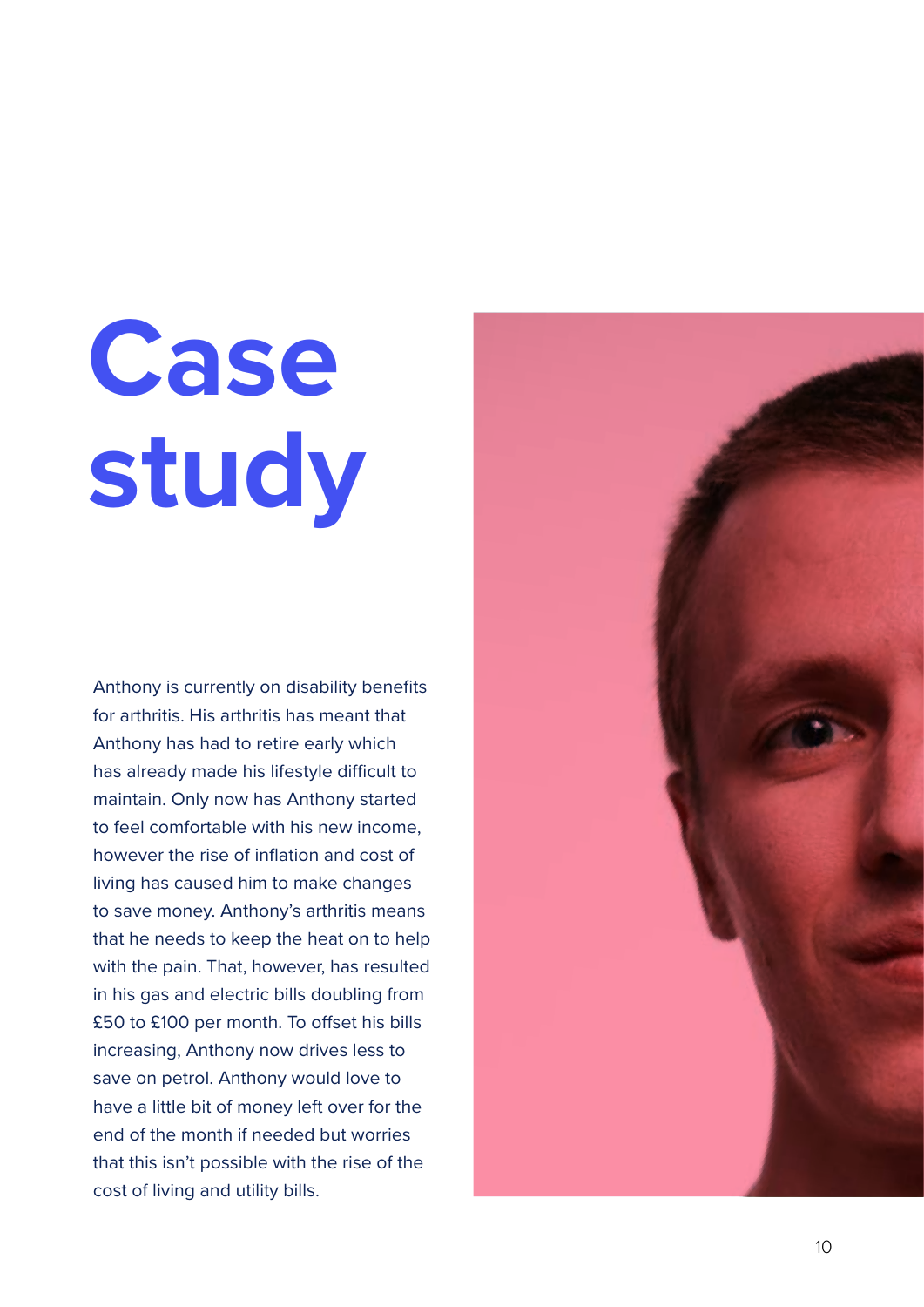# Case study

Anthony is currently on disability benefits for arthritis. His arthritis has meant that Anthony has had to retire early which has already made his lifestyle difficult to maintain. Only now has Anthony started to feel comfortable with his new income, however the rise of inflation and cost of living has caused him to make changes to save money. Anthony's arthritis means that he needs to keep the heat on to help with the pain. That, however, has resulted in his gas and electric bills doubling from £50 to £100 per month. To offset his bills increasing, Anthony now drives less to save on petrol. Anthony would love to have a little bit of money left over for the end of the month if needed but worries that this isn't possible with the rise of the cost of living and utility bills.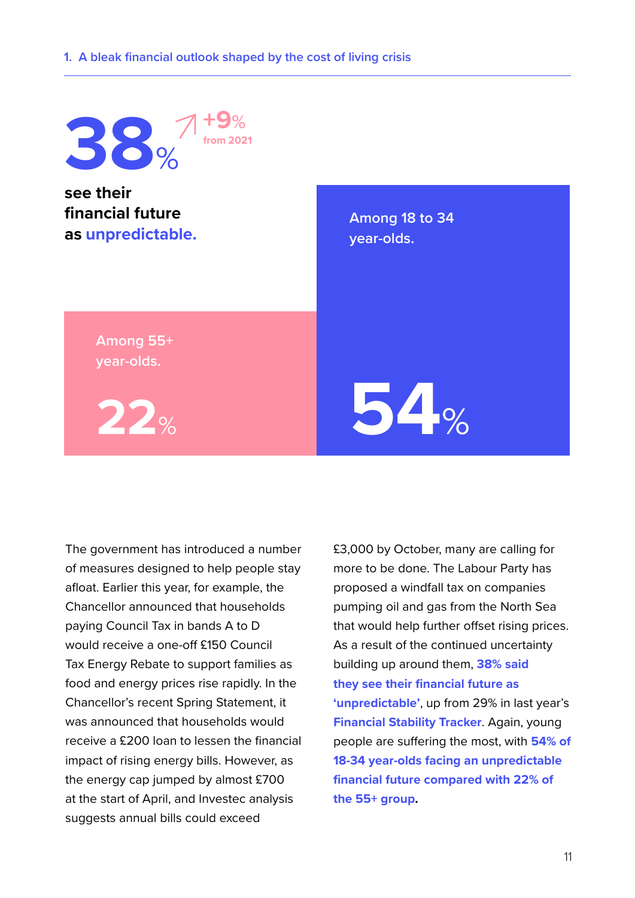## 1. A bleak financial outlook shaped by the cost of living crisis

**38%** +9% from 2021

**see their financial future as unpredictable.**

Among 18 to 34 year-olds.

**54%**

Among 55+ year-olds.

**22%**

The government has introduced a number of measures designed to help people stay afloat. Earlier this year, for example, the Chancellor announced that households paying Council Tax in bands A to D would receive a one-off £150 Council Tax Energy Rebate to support families as food and energy prices rise rapidly. In the Chancellor's recent Spring Statement, it was announced that households would receive a £200 loan to lessen the financial impact of rising energy bills. However, as the energy cap jumped by almost £700 at the start of April, and Investec analysis suggests annual bills could exceed £3,000 by October, many are calling for more to be done. The Labour Party has proposed a windfall tax on companies pumping oil and gas from the North Sea that would help further offset rising prices. As a result of the continued uncertainty building up around them, **38% said they see their financial future as 'unpredictable'**, up from 29% in last year's **Financial Stability Tracker**. Again, young people are suffering the most, with **54% of 18-34 year-olds facing an unpredictable financial future compared with 22% of the 55+ group**.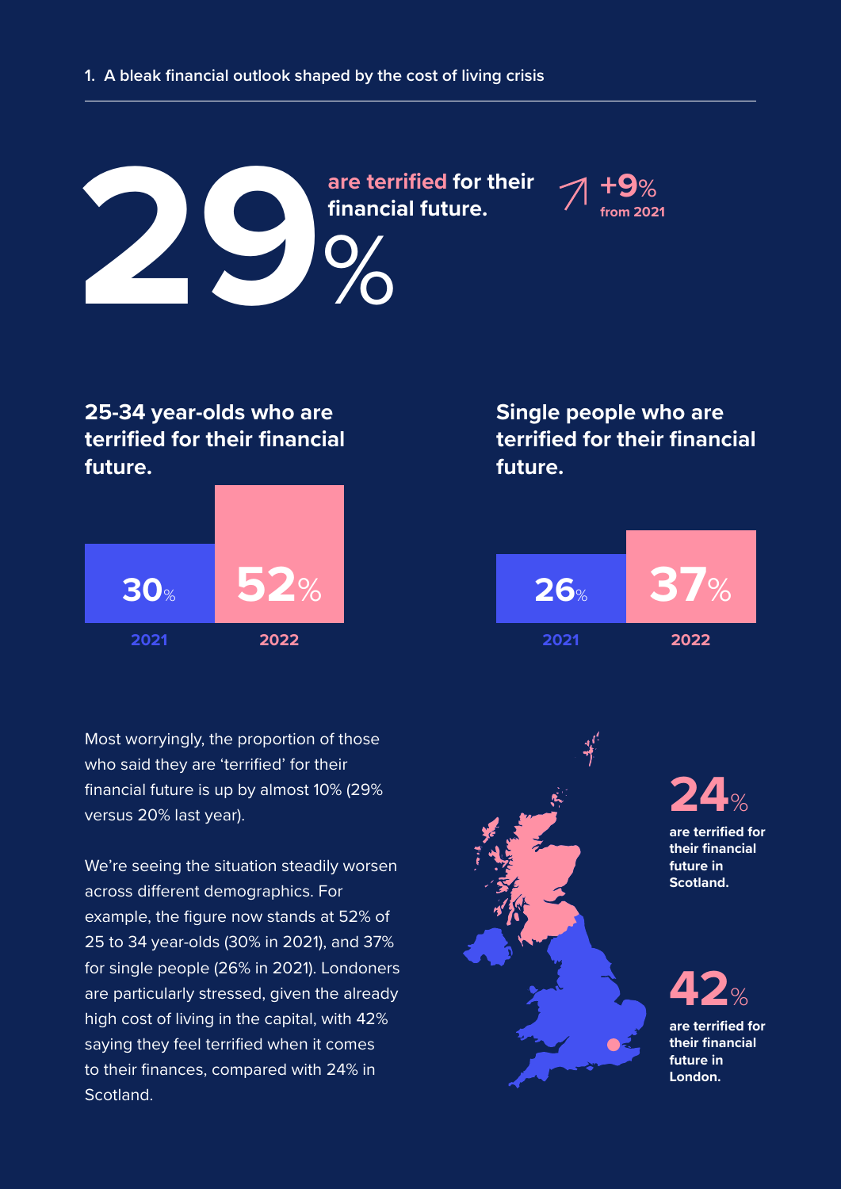## 1. A bleak financial outlook shaped by the cost of living crisis

# 29%

**are terrified for their financial future.**

**+9%** from 2021

### 25-34 year-olds who are terrified for their financial future.

| 2021 | 2022 |
|---|---|
| 30% | 52% |

### Single people who are terrified for their financial future.

| 2021 | 2022 |
|---|---|
| 26% | 37% |

Most worryingly, the proportion of those who said they are 'terrified' for their financial future is up by almost 10% (29% versus 20% last year).

We're seeing the situation steadily worsen across different demographics. For example, the figure now stands at 52% of 25 to 34 year-olds (30% in 2021), and 37% for single people (26% in 2021). Londoners are particularly stressed, given the already high cost of living in the capital, with 42% saying they feel terrified when it comes to their finances, compared with 24% in Scotland.

**24%** are terrified for their financial future in Scotland.

**42%** are terrified for their financial future in London.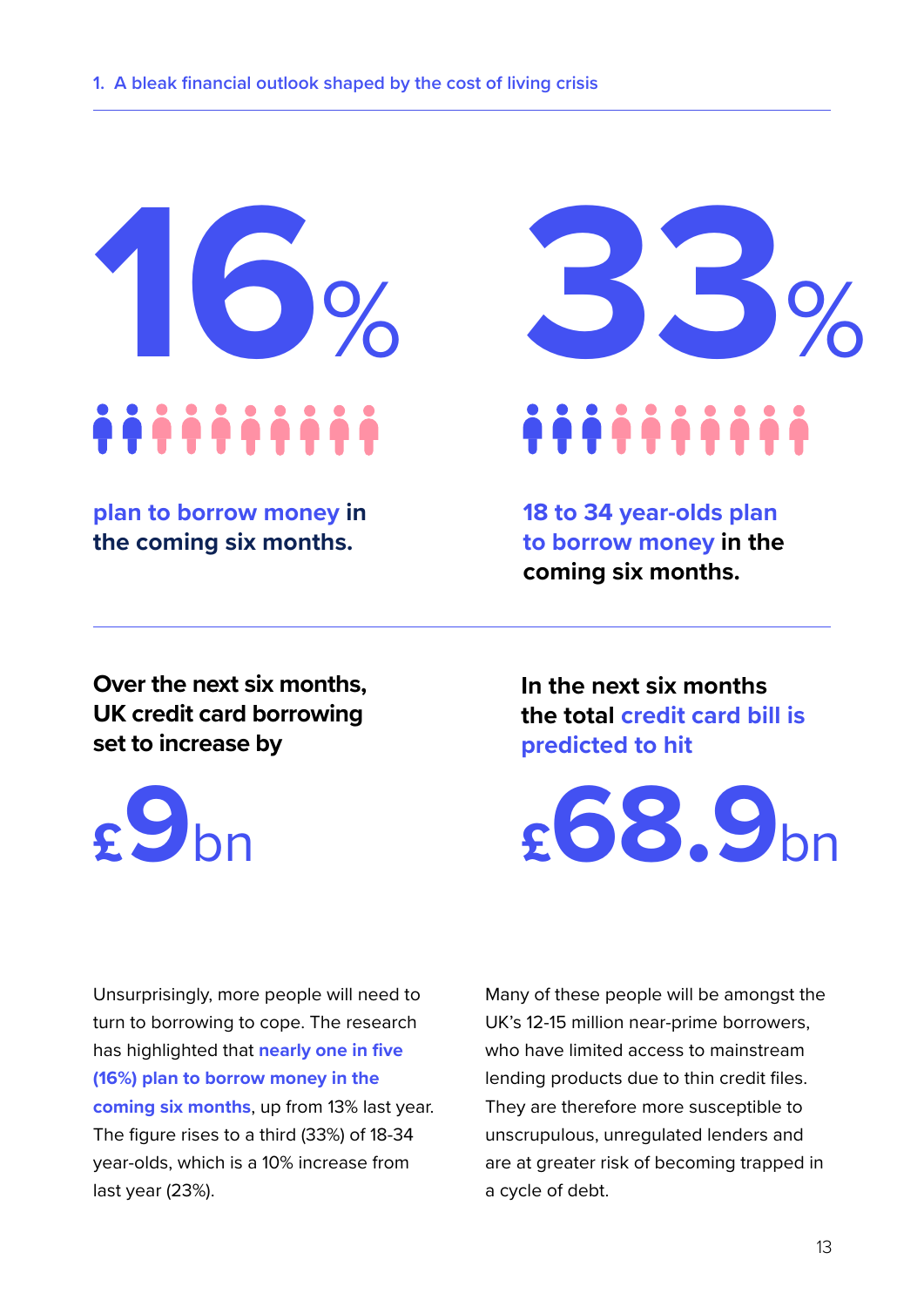## 1. A bleak financial outlook shaped by the cost of living crisis

**16%**

**plan to borrow money in the coming six months.**

**33%**

**18 to 34 year-olds plan to borrow money in the coming six months.**

**Over the next six months, UK credit card borrowing set to increase by**

**£9bn**

**In the next six months the total credit card bill is predicted to hit**

**£68.9bn**

Unsurprisingly, more people will need to turn to borrowing to cope. The research has highlighted that **nearly one in five (16%) plan to borrow money in the coming six months**, up from 13% last year. The figure rises to a third (33%) of 18-34 year-olds, which is a 10% increase from last year (23%).

Many of these people will be amongst the UK's 12-15 million near-prime borrowers, who have limited access to mainstream lending products due to thin credit files. They are therefore more susceptible to unscrupulous, unregulated lenders and are at greater risk of becoming trapped in a cycle of debt.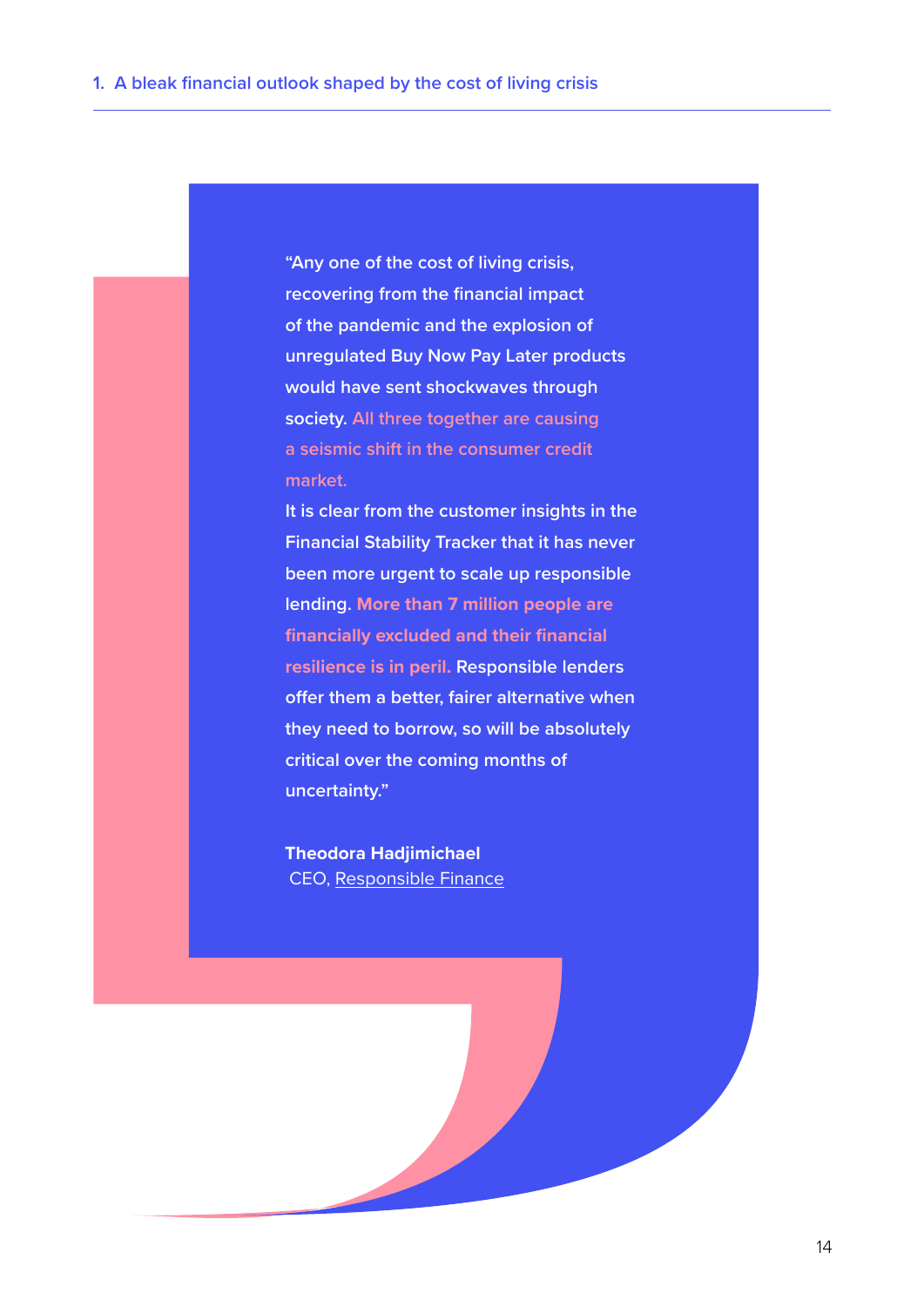"Any one of the cost of living crisis, recovering from the financial impact of the pandemic and the explosion of unregulated Buy Now Pay Later products would have sent shockwaves through society. All three together are causing a seismic shift in the consumer credit market.

It is clear from the customer insights in the Financial Stability Tracker that it has never been more urgent to scale up responsible lending. **More than 7 million people are financially excluded and their financial resilience is in peril.** Responsible lenders offer them a better, fairer alternative when they need to borrow, so will be absolutely critical over the coming months of uncertainty."

**Theodora Hadjimichael**
CEO, Responsible Finance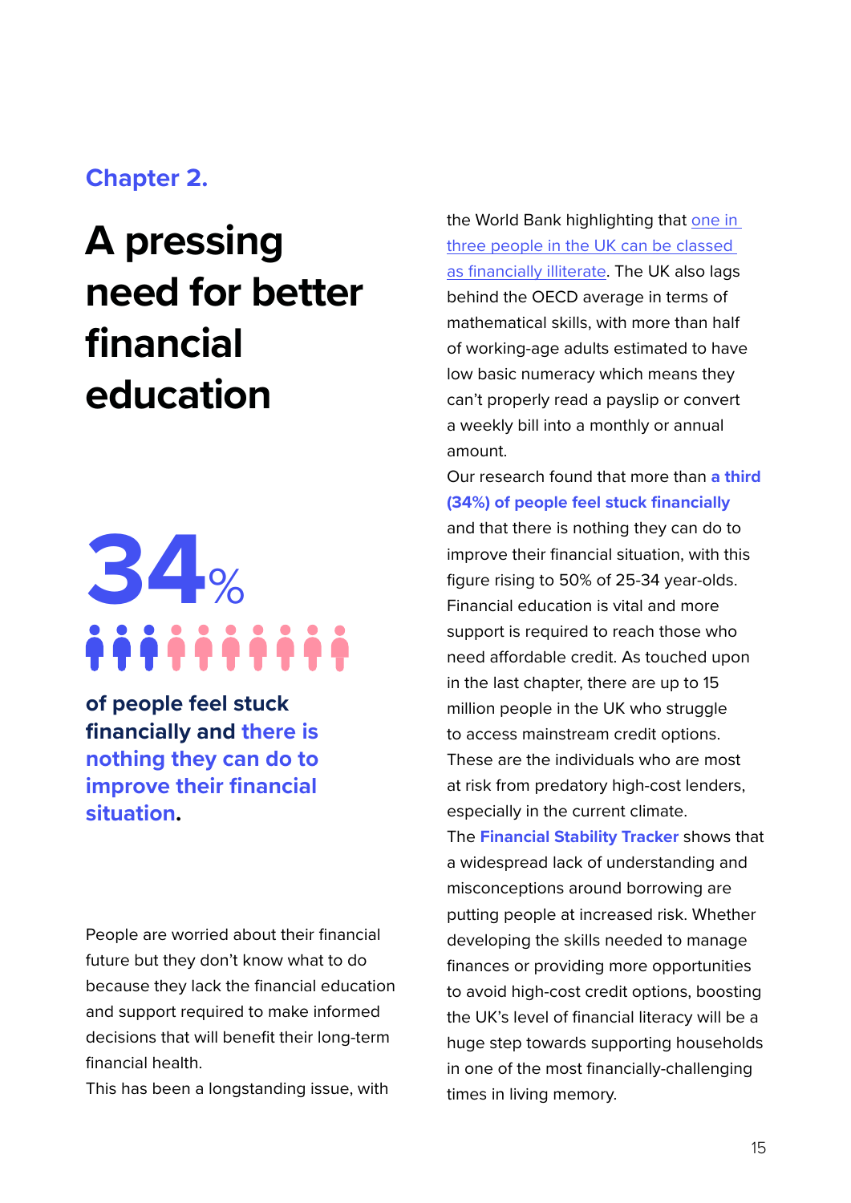Chapter 2.

# A pressing need for better financial education

**34%**

**of people feel stuck financially and there is nothing they can do to improve their financial situation.**

People are worried about their financial future but they don't know what to do because they lack the financial education and support required to make informed decisions that will benefit their long-term financial health.

This has been a longstanding issue, with the World Bank highlighting that one in three people in the UK can be classed as financially illiterate. The UK also lags behind the OECD average in terms of mathematical skills, with more than half of working-age adults estimated to have low basic numeracy which means they can't properly read a payslip or convert a weekly bill into a monthly or annual amount.

Our research found that more than **a third (34%) of people feel stuck financially** and that there is nothing they can do to improve their financial situation, with this figure rising to 50% of 25-34 year-olds. Financial education is vital and more support is required to reach those who need affordable credit. As touched upon in the last chapter, there are up to 15 million people in the UK who struggle to access mainstream credit options. These are the individuals who are most at risk from predatory high-cost lenders, especially in the current climate.

The **Financial Stability Tracker** shows that a widespread lack of understanding and misconceptions around borrowing are putting people at increased risk. Whether developing the skills needed to manage finances or providing more opportunities to avoid high-cost credit options, boosting the UK's level of financial literacy will be a huge step towards supporting households in one of the most financially-challenging times in living memory.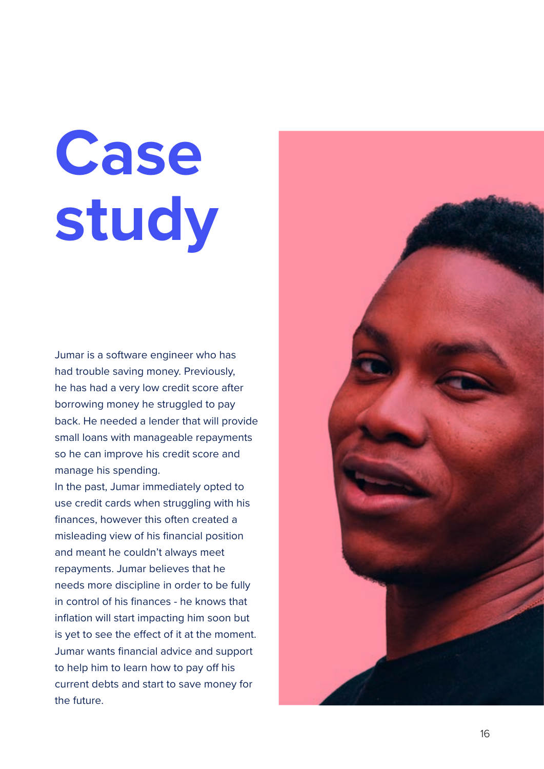# Case study

Jumar is a software engineer who has had trouble saving money. Previously, he has had a very low credit score after borrowing money he struggled to pay back. He needed a lender that will provide small loans with manageable repayments so he can improve his credit score and manage his spending.

In the past, Jumar immediately opted to use credit cards when struggling with his finances, however this often created a misleading view of his financial position and meant he couldn't always meet repayments. Jumar believes that he needs more discipline in order to be fully in control of his finances - he knows that inflation will start impacting him soon but is yet to see the effect of it at the moment. Jumar wants financial advice and support to help him to learn how to pay off his current debts and start to save money for the future.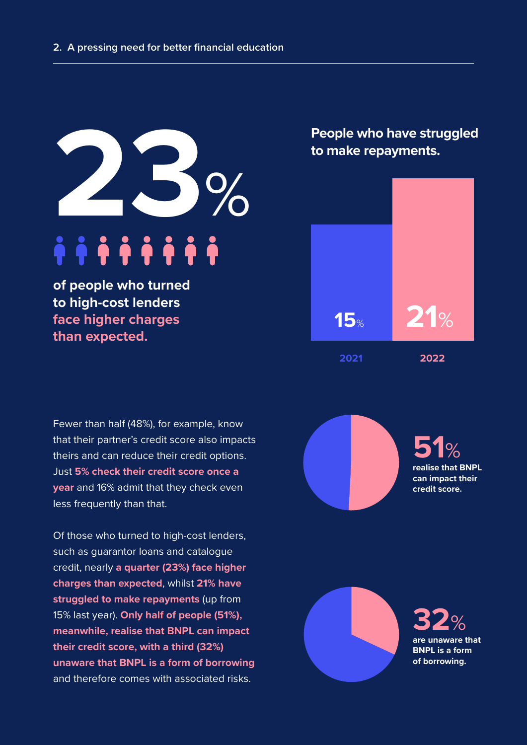## 2. A pressing need for better financial education

**23%**

**of people who turned to high-cost lenders face higher charges than expected.**

**People who have struggled to make repayments.**

| 2021 | 2022 |
|---|---|
| 15% | 21% |

Fewer than half (48%), for example, know that their partner's credit score also impacts theirs and can reduce their credit options. Just **5% check their credit score once a year** and 16% admit that they check even less frequently than that.

Of those who turned to high-cost lenders, such as guarantor loans and catalogue credit, nearly **a quarter (23%) face higher charges than expected**, whilst **21% have struggled to make repayments** (up from 15% last year). **Only half of people (51%), meanwhile, realise that BNPL can impact their credit score, with a third (32%) unaware that BNPL is a form of borrowing** and therefore comes with associated risks.

**51%** realise that BNPL can impact their credit score.

**32%** are unaware that BNPL is a form of borrowing.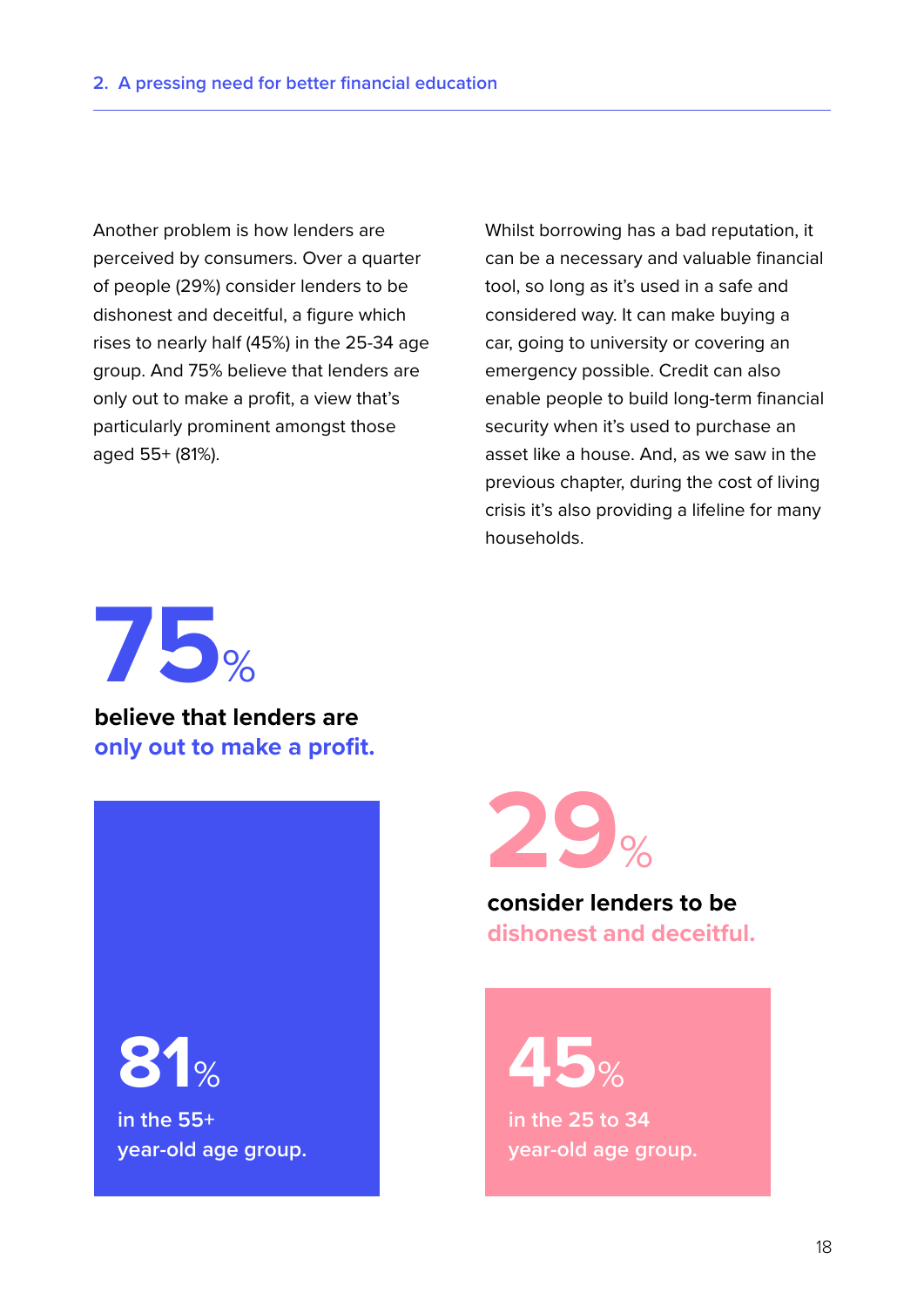Another problem is how lenders are perceived by consumers. Over a quarter of people (29%) consider lenders to be dishonest and deceitful, a figure which rises to nearly half (45%) in the 25-34 age group. And 75% believe that lenders are only out to make a profit, a view that's particularly prominent amongst those aged 55+ (81%).

Whilst borrowing has a bad reputation, it can be a necessary and valuable financial tool, so long as it's used in a safe and considered way. It can make buying a car, going to university or covering an emergency possible. Credit can also enable people to build long-term financial security when it's used to purchase an asset like a house. And, as we saw in the previous chapter, during the cost of living crisis it's also providing a lifeline for many households.

**75%**

**believe that lenders are only out to make a profit.**

**81%**

in the 55+ year-old age group.

**29%**

**consider lenders to be dishonest and deceitful.**

**45%**

in the 25 to 34 year-old age group.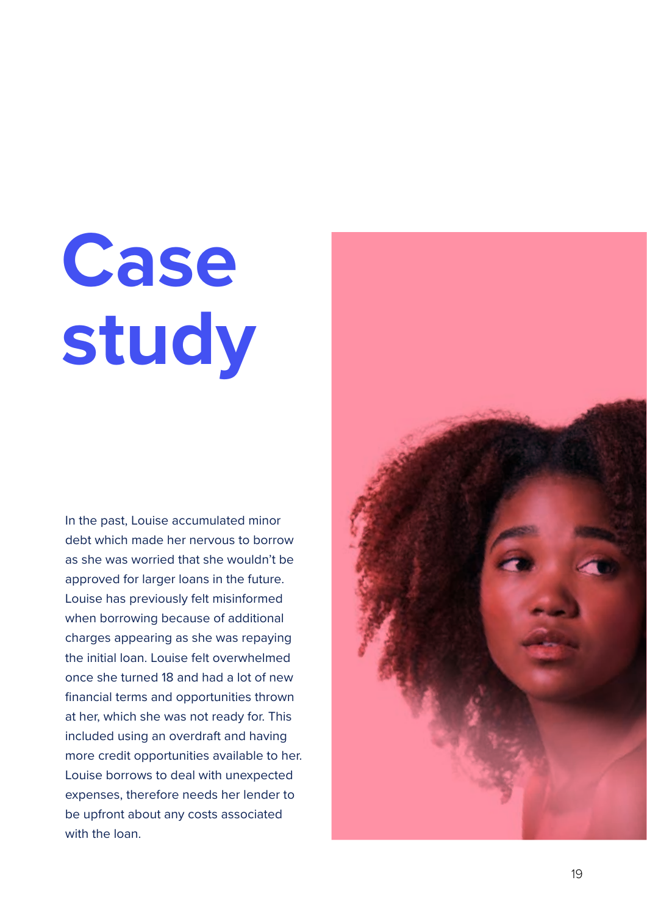# Case study

In the past, Louise accumulated minor debt which made her nervous to borrow as she was worried that she wouldn't be approved for larger loans in the future. Louise has previously felt misinformed when borrowing because of additional charges appearing as she was repaying the initial loan. Louise felt overwhelmed once she turned 18 and had a lot of new financial terms and opportunities thrown at her, which she was not ready for. This included using an overdraft and having more credit opportunities available to her. Louise borrows to deal with unexpected expenses, therefore needs her lender to be upfront about any costs associated with the loan.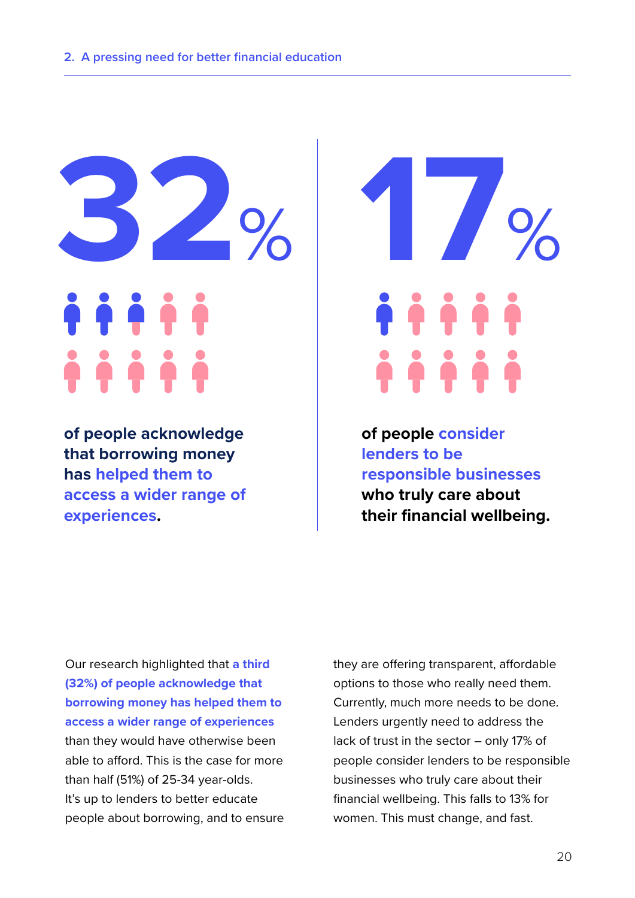**32%**

**of people acknowledge that borrowing money has helped them to access a wider range of experiences.**

**17%**

**of people consider lenders to be responsible businesses who truly care about their financial wellbeing.**

Our research highlighted that **a third (32%) of people acknowledge that borrowing money has helped them to access a wider range of experiences** than they would have otherwise been able to afford. This is the case for more than half (51%) of 25-34 year-olds. It's up to lenders to better educate people about borrowing, and to ensure they are offering transparent, affordable options to those who really need them. Currently, much more needs to be done. Lenders urgently need to address the lack of trust in the sector – only 17% of people consider lenders to be responsible businesses who truly care about their financial wellbeing. This falls to 13% for women. This must change, and fast.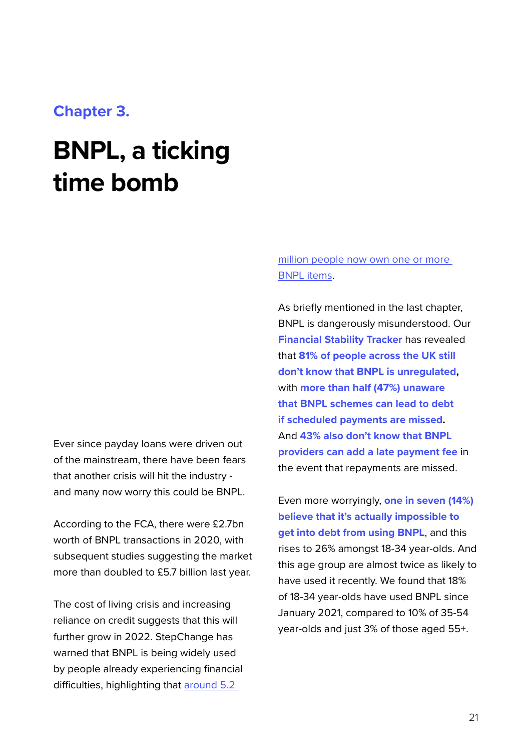Chapter 3.

# BNPL, a ticking time bomb

Ever since payday loans were driven out of the mainstream, there have been fears that another crisis will hit the industry - and many now worry this could be BNPL.

According to the FCA, there were £2.7bn worth of BNPL transactions in 2020, with subsequent studies suggesting the market more than doubled to £5.7 billion last year.

The cost of living crisis and increasing reliance on credit suggests that this will further grow in 2022. StepChange has warned that BNPL is being widely used by people already experiencing financial difficulties, highlighting that around 5.2 million people now own one or more BNPL items.

As briefly mentioned in the last chapter, BNPL is dangerously misunderstood. Our **Financial Stability Tracker** has revealed that **81% of people across the UK still don't know that BNPL is unregulated,** with **more than half (47%) unaware that BNPL schemes can lead to debt if scheduled payments are missed.** And **43% also don't know that BNPL providers can add a late payment fee** in the event that repayments are missed.

Even more worryingly, **one in seven (14%) believe that it's actually impossible to get into debt from using BNPL**, and this rises to 26% amongst 18-34 year-olds. And this age group are almost twice as likely to have used it recently. We found that 18% of 18-34 year-olds have used BNPL since January 2021, compared to 10% of 35-54 year-olds and just 3% of those aged 55+.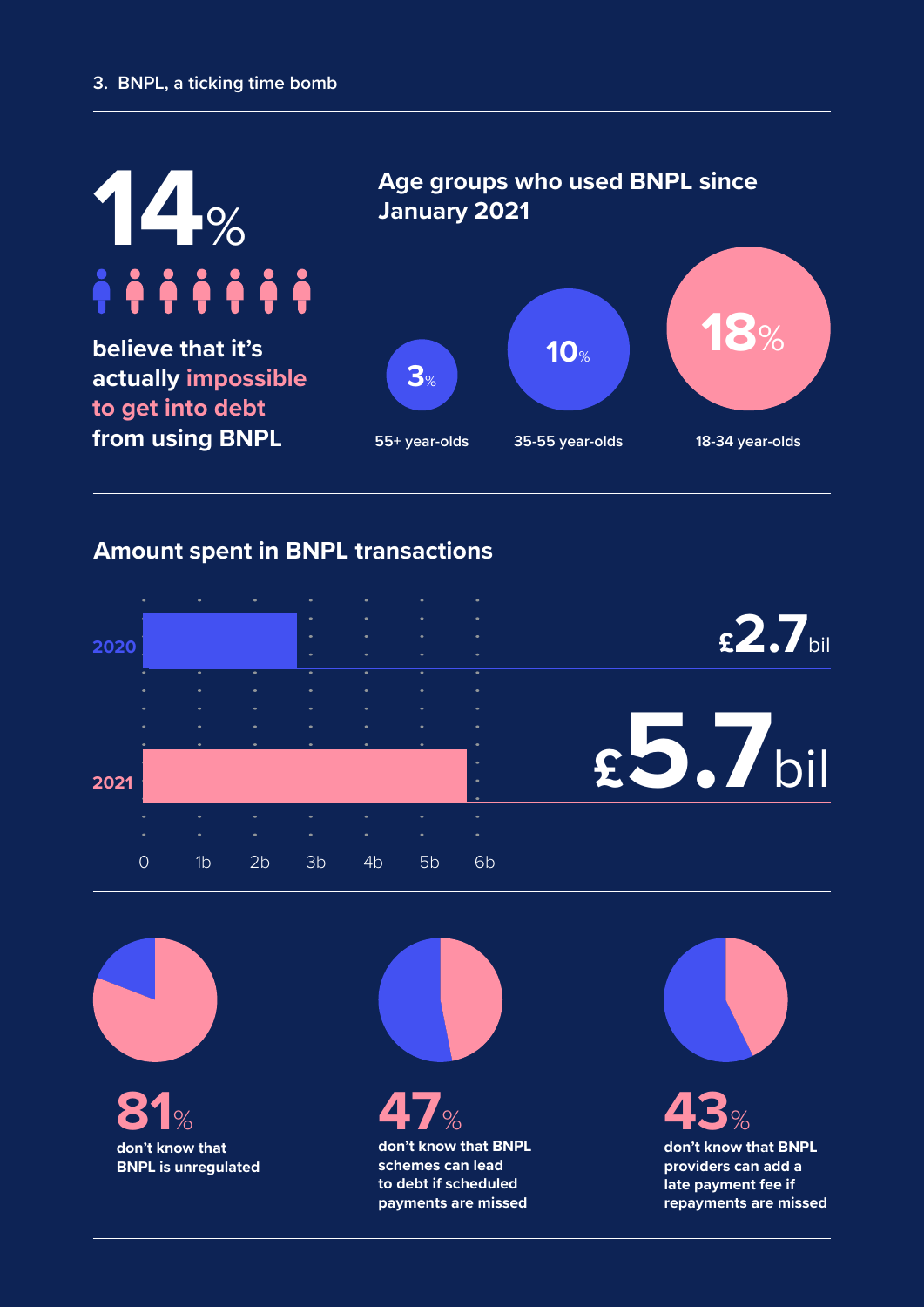## 3. BNPL, a ticking time bomb

**14%** believe that it's actually impossible to get into debt from using BNPL

### Age groups who used BNPL since January 2021

| Age group | Share |
|---|---|
| 55+ year-olds | 3% |
| 35-55 year-olds | 10% |
| 18-34 year-olds | 18% |

### Amount spent in BNPL transactions

| Year | Amount |
|---|---|
| 2020 | £2.7 bil |
| 2021 | £5.7 bil |

0 1b 2b 3b 4b 5b 6b

**81%** don't know that BNPL is unregulated

**47%** don't know that BNPL schemes can lead to debt if scheduled payments are missed

**43%** don't know that BNPL providers can add a late payment fee if repayments are missed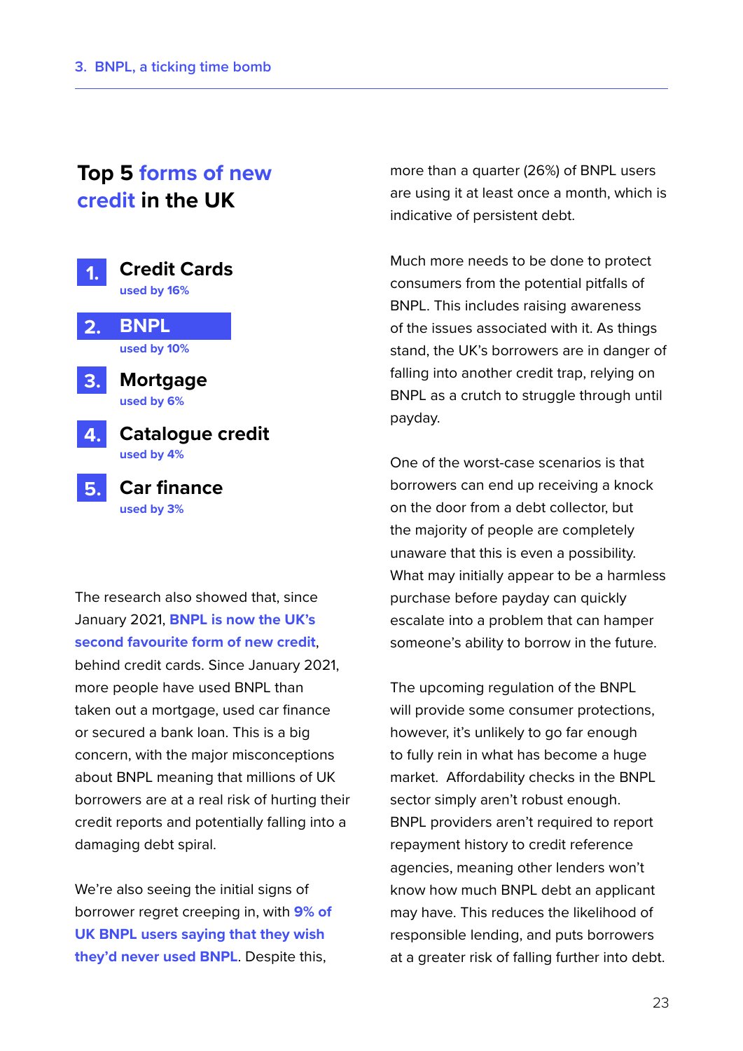## Top 5 forms of new credit in the UK

1. **Credit Cards**
   used by 16%
2. **BNPL**
   used by 10%
3. **Mortgage**
   used by 6%
4. **Catalogue credit**
   used by 4%
5. **Car finance**
   used by 3%

The research also showed that, since January 2021, **BNPL is now the UK's second favourite form of new credit**, behind credit cards. Since January 2021, more people have used BNPL than taken out a mortgage, used car finance or secured a bank loan. This is a big concern, with the major misconceptions about BNPL meaning that millions of UK borrowers are at a real risk of hurting their credit reports and potentially falling into a damaging debt spiral.

We're also seeing the initial signs of borrower regret creeping in, with **9% of UK BNPL users saying that they wish they'd never used BNPL**. Despite this, more than a quarter (26%) of BNPL users are using it at least once a month, which is indicative of persistent debt.

Much more needs to be done to protect consumers from the potential pitfalls of BNPL. This includes raising awareness of the issues associated with it. As things stand, the UK's borrowers are in danger of falling into another credit trap, relying on BNPL as a crutch to struggle through until payday.

One of the worst-case scenarios is that borrowers can end up receiving a knock on the door from a debt collector, but the majority of people are completely unaware that this is even a possibility. What may initially appear to be a harmless purchase before payday can quickly escalate into a problem that can hamper someone's ability to borrow in the future.

The upcoming regulation of the BNPL will provide some consumer protections, however, it's unlikely to go far enough to fully rein in what has become a huge market. Affordability checks in the BNPL sector simply aren't robust enough. BNPL providers aren't required to report repayment history to credit reference agencies, meaning other lenders won't know how much BNPL debt an applicant may have. This reduces the likelihood of responsible lending, and puts borrowers at a greater risk of falling further into debt.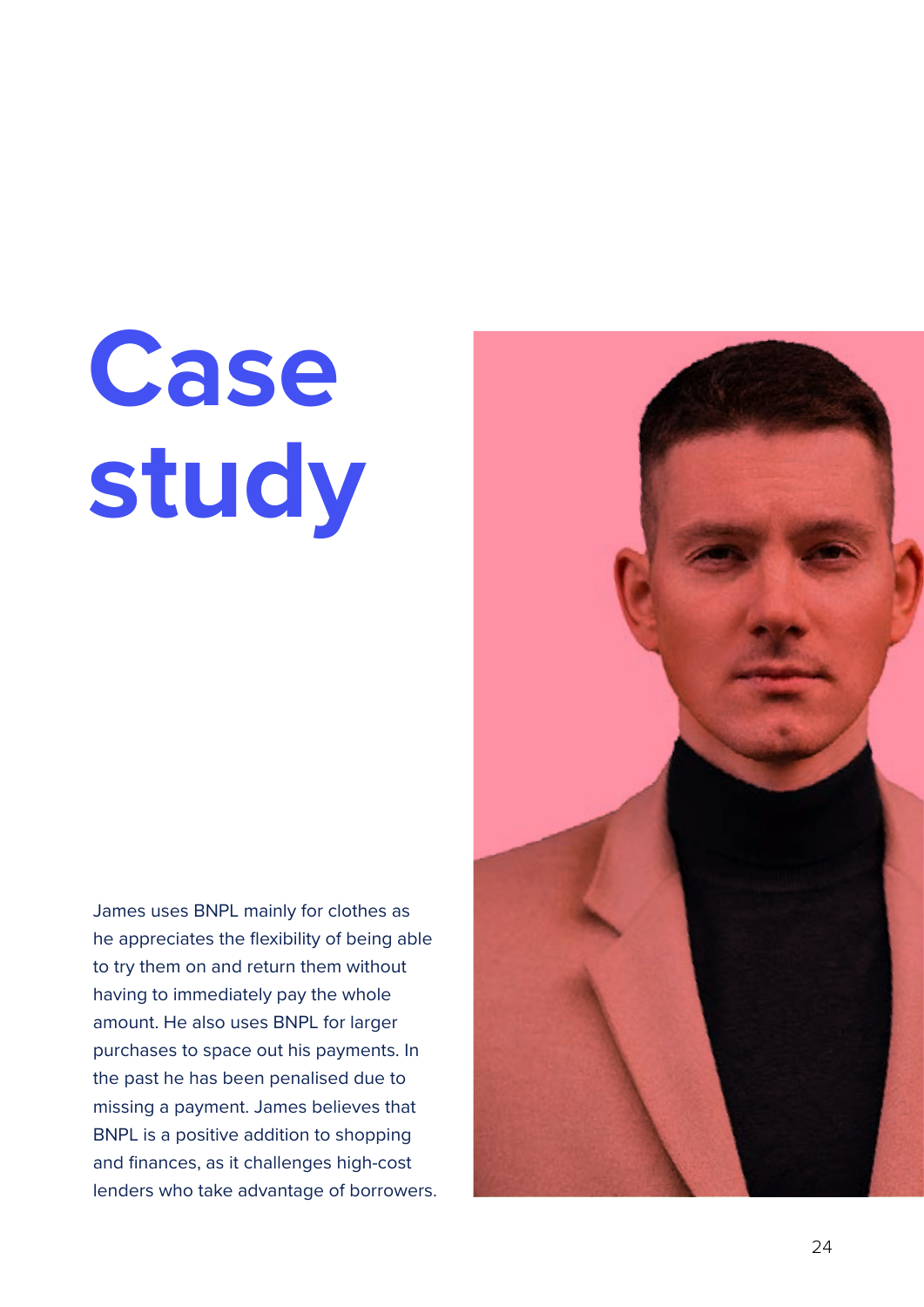# Case study

James uses BNPL mainly for clothes as he appreciates the flexibility of being able to try them on and return them without having to immediately pay the whole amount. He also uses BNPL for larger purchases to space out his payments. In the past he has been penalised due to missing a payment. James believes that BNPL is a positive addition to shopping and finances, as it challenges high-cost lenders who take advantage of borrowers.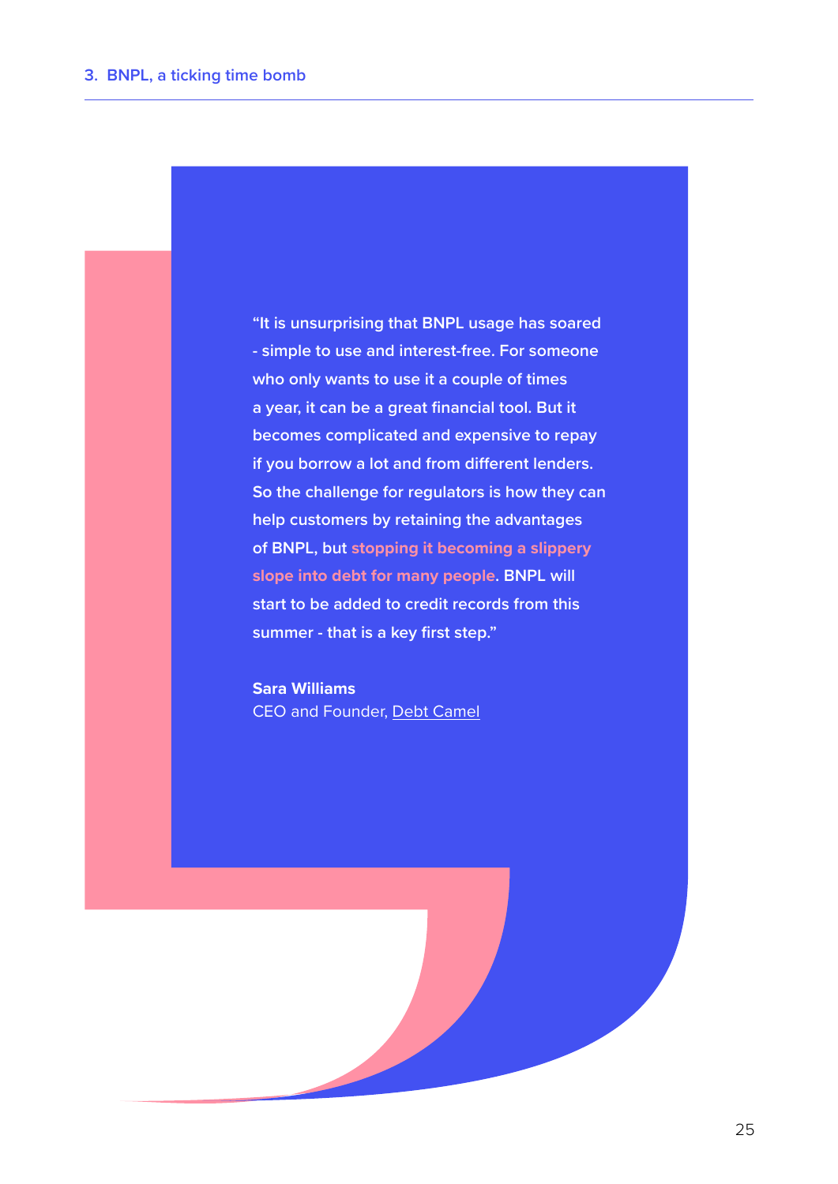> "It is unsurprising that BNPL usage has soared - simple to use and interest-free. For someone who only wants to use it a couple of times a year, it can be a great financial tool. But it becomes complicated and expensive to repay if you borrow a lot and from different lenders. So the challenge for regulators is how they can help customers by retaining the advantages of BNPL, but **stopping it becoming a slippery slope into debt for many people**. BNPL will start to be added to credit records from this summer - that is a key first step."
>
> **Sara Williams**
> CEO and Founder, Debt Camel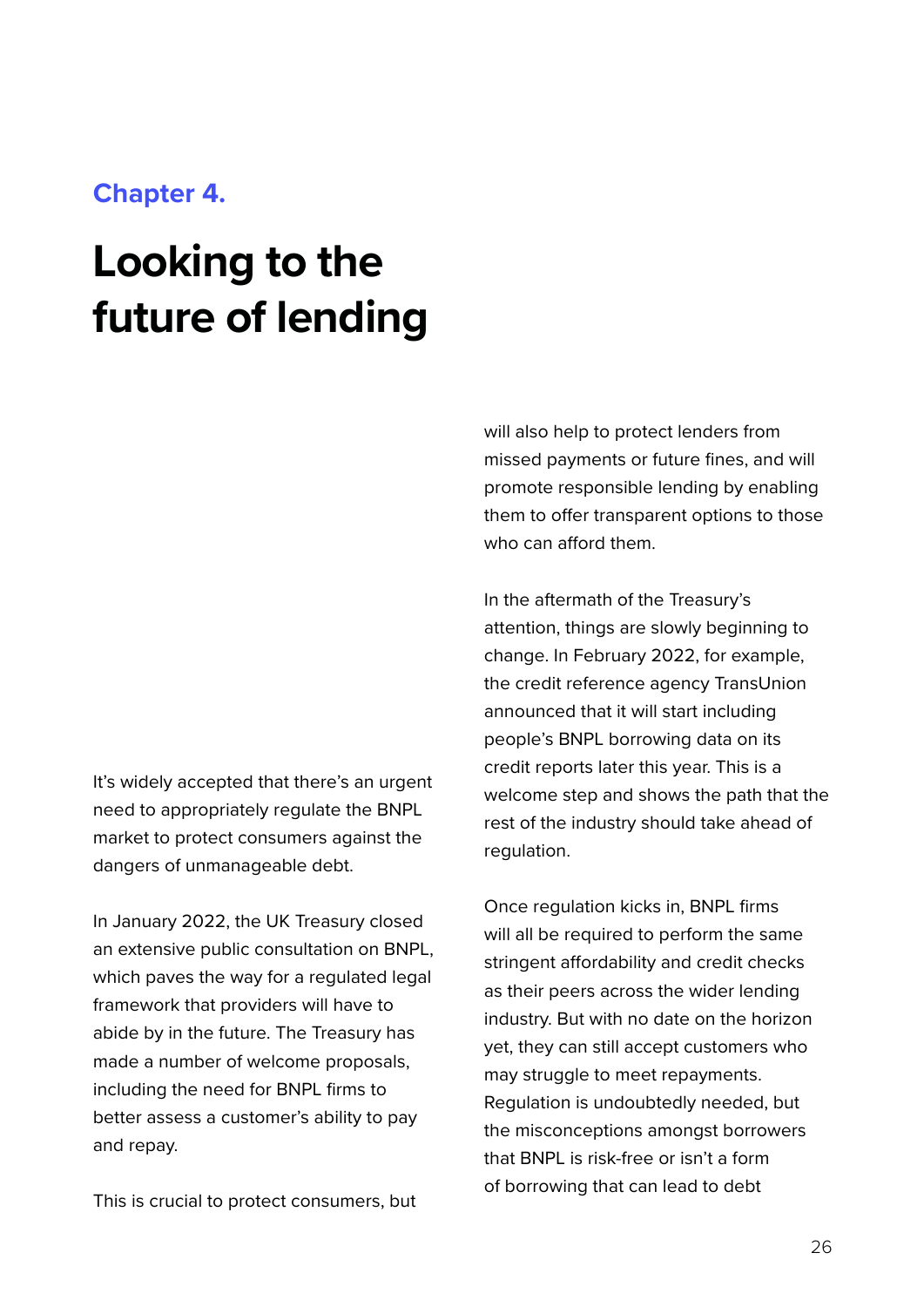## Chapter 4.

# Looking to the future of lending

It's widely accepted that there's an urgent need to appropriately regulate the BNPL market to protect consumers against the dangers of unmanageable debt.

In January 2022, the UK Treasury closed an extensive public consultation on BNPL, which paves the way for a regulated legal framework that providers will have to abide by in the future. The Treasury has made a number of welcome proposals, including the need for BNPL firms to better assess a customer's ability to pay and repay.

This is crucial to protect consumers, but will also help to protect lenders from missed payments or future fines, and will promote responsible lending by enabling them to offer transparent options to those who can afford them.

In the aftermath of the Treasury's attention, things are slowly beginning to change. In February 2022, for example, the credit reference agency TransUnion announced that it will start including people's BNPL borrowing data on its credit reports later this year. This is a welcome step and shows the path that the rest of the industry should take ahead of regulation.

Once regulation kicks in, BNPL firms will all be required to perform the same stringent affordability and credit checks as their peers across the wider lending industry. But with no date on the horizon yet, they can still accept customers who may struggle to meet repayments. Regulation is undoubtedly needed, but the misconceptions amongst borrowers that BNPL is risk-free or isn't a form of borrowing that can lead to debt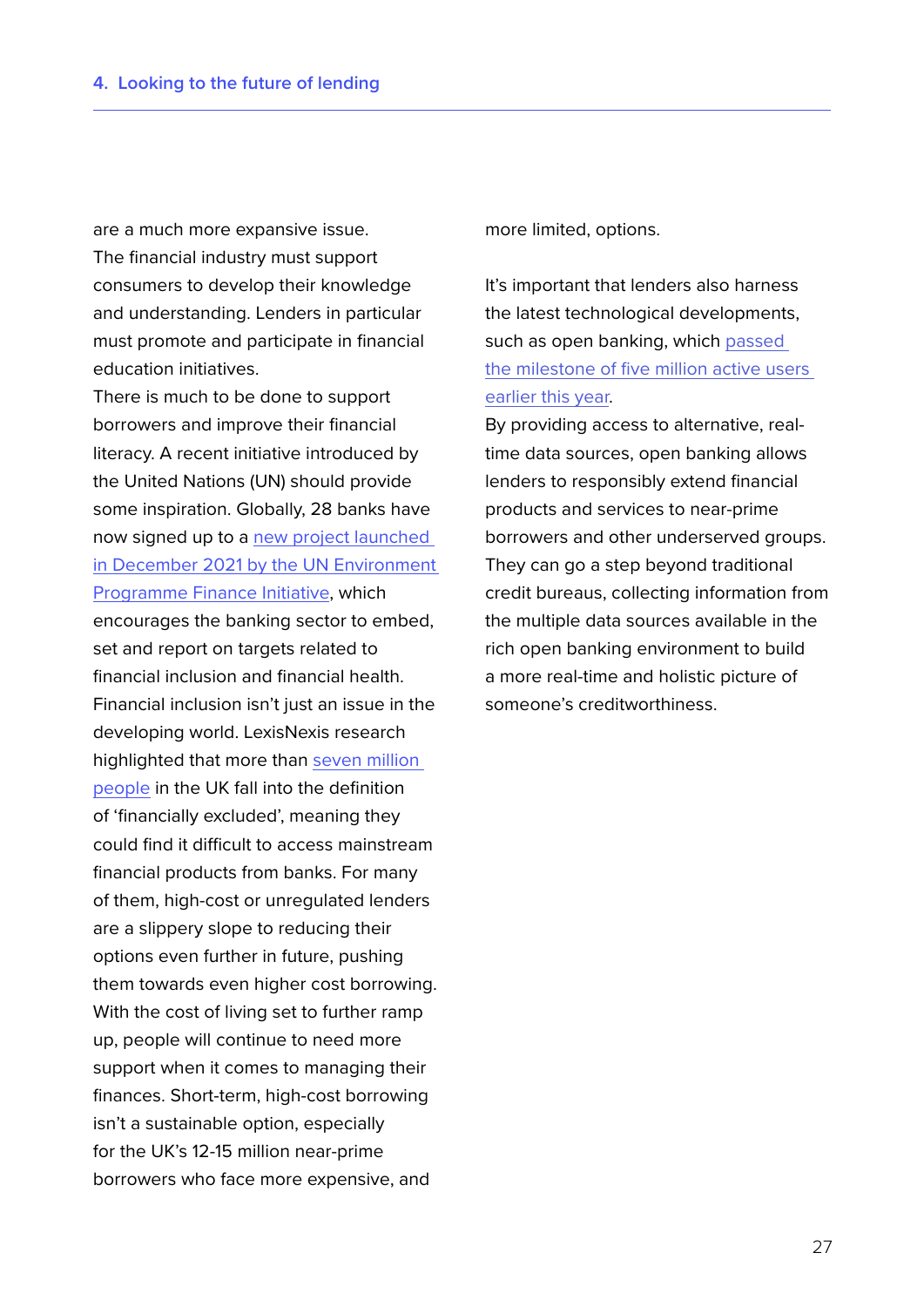are a much more expansive issue. The financial industry must support consumers to develop their knowledge and understanding. Lenders in particular must promote and participate in financial education initiatives.

There is much to be done to support borrowers and improve their financial literacy. A recent initiative introduced by the United Nations (UN) should provide some inspiration. Globally, 28 banks have now signed up to a new project launched in December 2021 by the UN Environment Programme Finance Initiative, which encourages the banking sector to embed, set and report on targets related to financial inclusion and financial health.

Financial inclusion isn't just an issue in the developing world. LexisNexis research highlighted that more than seven million people in the UK fall into the definition of 'financially excluded', meaning they could find it difficult to access mainstream financial products from banks. For many of them, high-cost or unregulated lenders are a slippery slope to reducing their options even further in future, pushing them towards even higher cost borrowing.

With the cost of living set to further ramp up, people will continue to need more support when it comes to managing their finances. Short-term, high-cost borrowing isn't a sustainable option, especially for the UK's 12-15 million near-prime borrowers who face more expensive, and more limited, options.

It's important that lenders also harness the latest technological developments, such as open banking, which passed the milestone of five million active users earlier this year.

By providing access to alternative, real-time data sources, open banking allows lenders to responsibly extend financial products and services to near-prime borrowers and other underserved groups. They can go a step beyond traditional credit bureaus, collecting information from the multiple data sources available in the rich open banking environment to build a more real-time and holistic picture of someone's creditworthiness.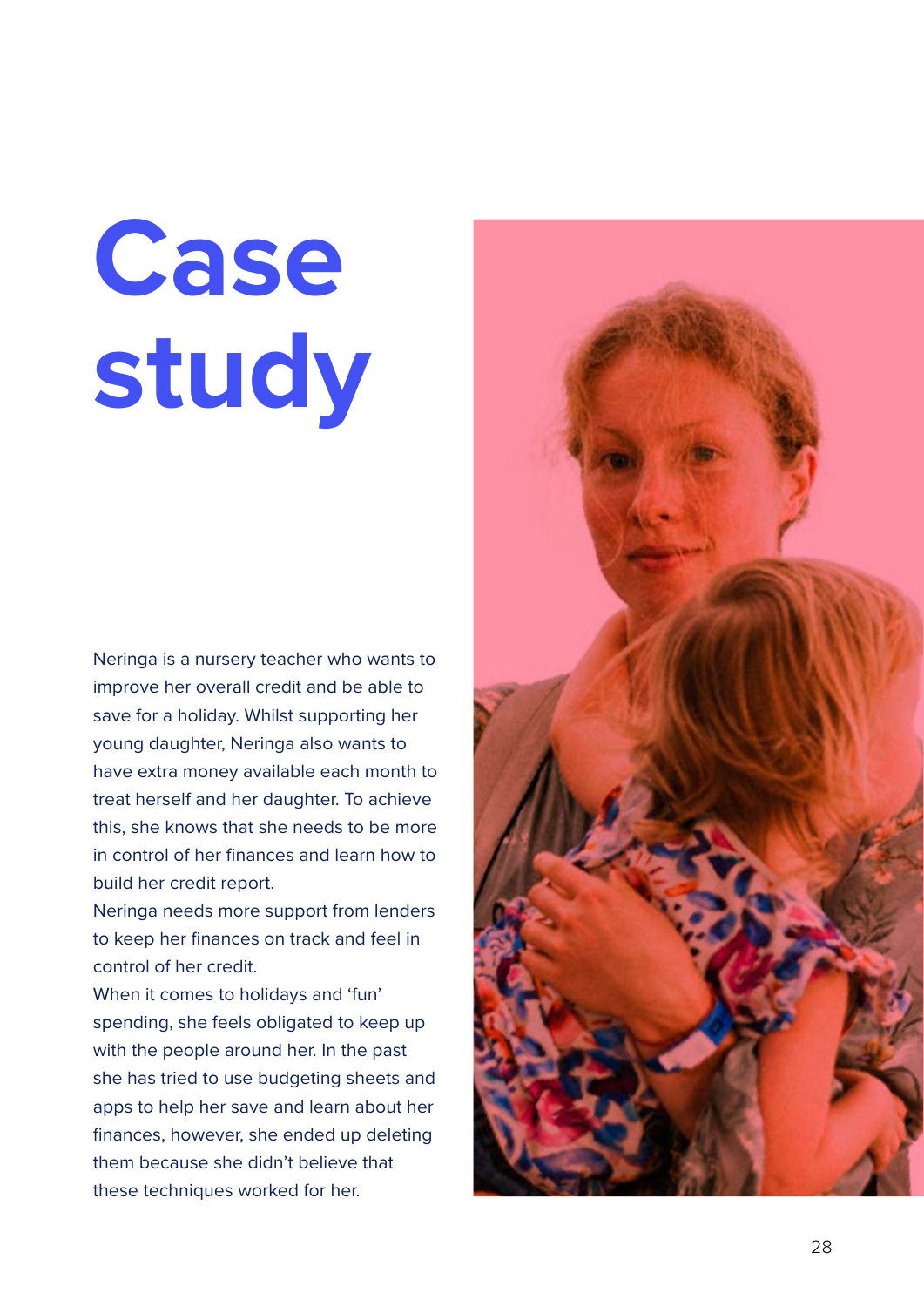# Case study

Neringa is a nursery teacher who wants to improve her overall credit and be able to save for a holiday. Whilst supporting her young daughter, Neringa also wants to have extra money available each month to treat herself and her daughter. To achieve this, she knows that she needs to be more in control of her finances and learn how to build her credit report.

Neringa needs more support from lenders to keep her finances on track and feel in control of her credit.

When it comes to holidays and 'fun' spending, she feels obligated to keep up with the people around her. In the past she has tried to use budgeting sheets and apps to help her save and learn about her finances, however, she ended up deleting them because she didn't believe that these techniques worked for her.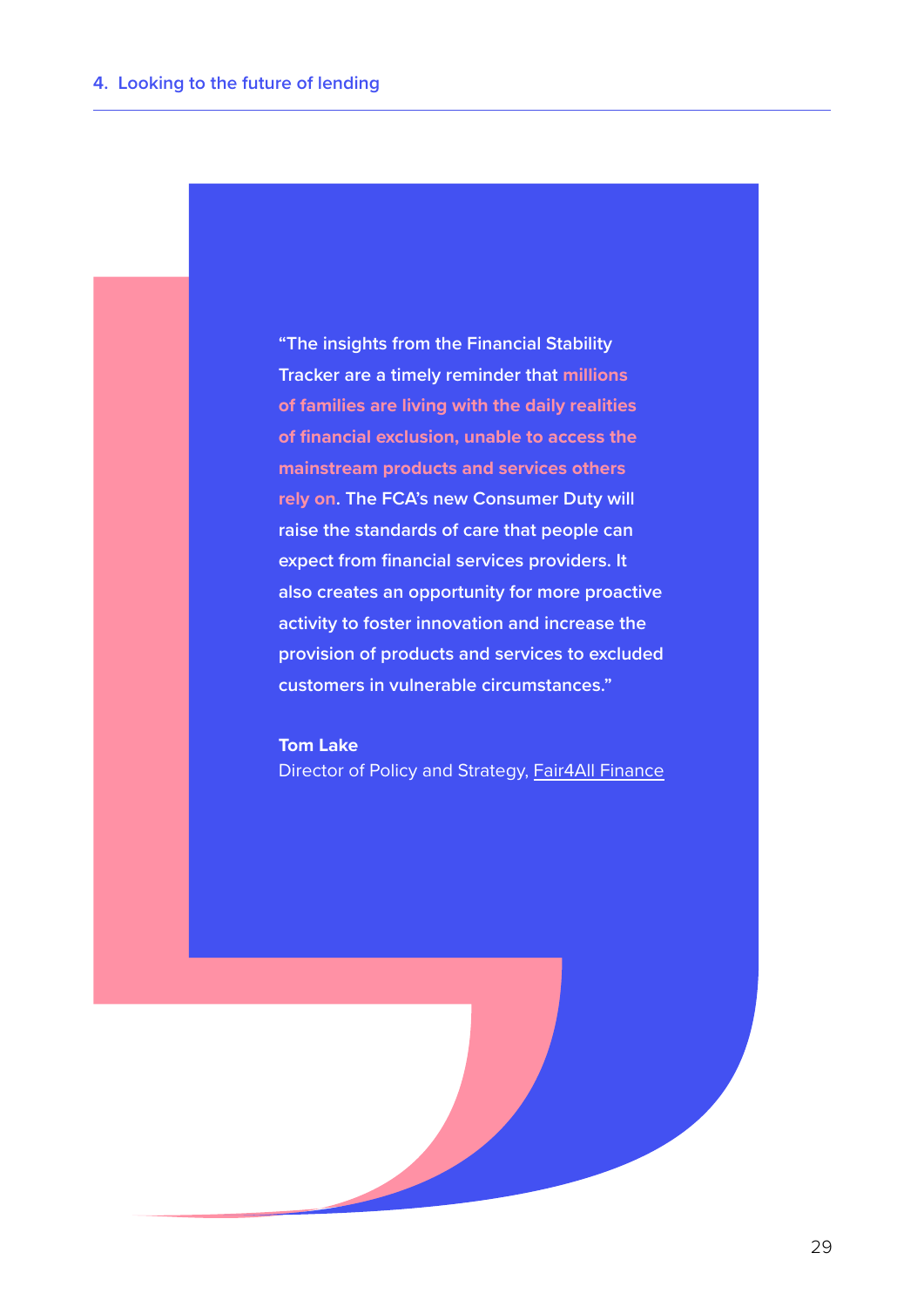"The insights from the Financial Stability Tracker are a timely reminder that **millions of families are living with the daily realities of financial exclusion, unable to access the mainstream products and services others rely on**. The FCA's new Consumer Duty will raise the standards of care that people can expect from financial services providers. It also creates an opportunity for more proactive activity to foster innovation and increase the provision of products and services to excluded customers in vulnerable circumstances."

**Tom Lake**
Director of Policy and Strategy, Fair4All Finance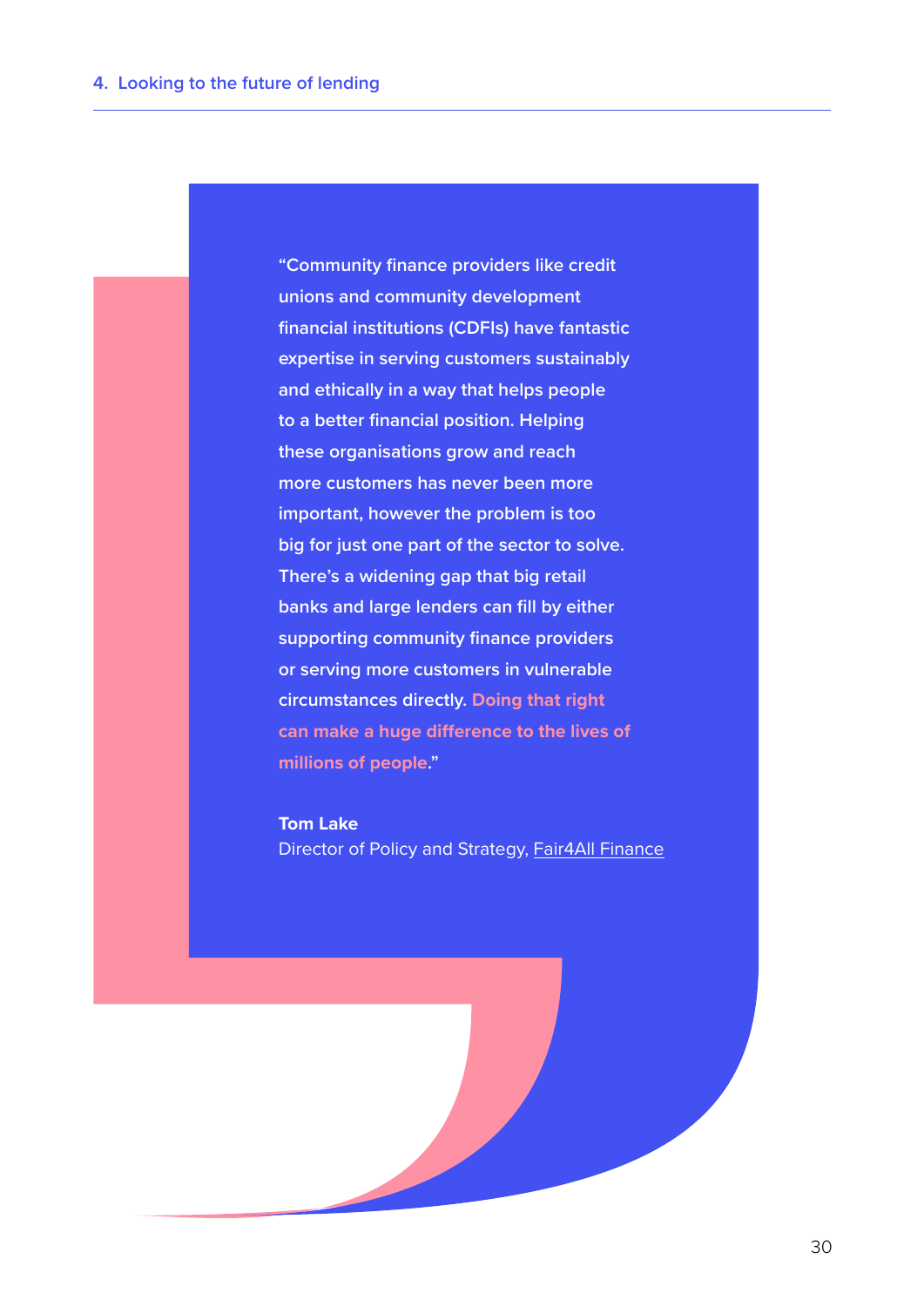"Community finance providers like credit unions and community development financial institutions (CDFIs) have fantastic expertise in serving customers sustainably and ethically in a way that helps people to a better financial position. Helping these organisations grow and reach more customers has never been more important, however the problem is too big for just one part of the sector to solve. There's a widening gap that big retail banks and large lenders can fill by either supporting community finance providers or serving more customers in vulnerable circumstances directly. **Doing that right can make a huge difference to the lives of millions of people**."

**Tom Lake**
Director of Policy and Strategy, Fair4All Finance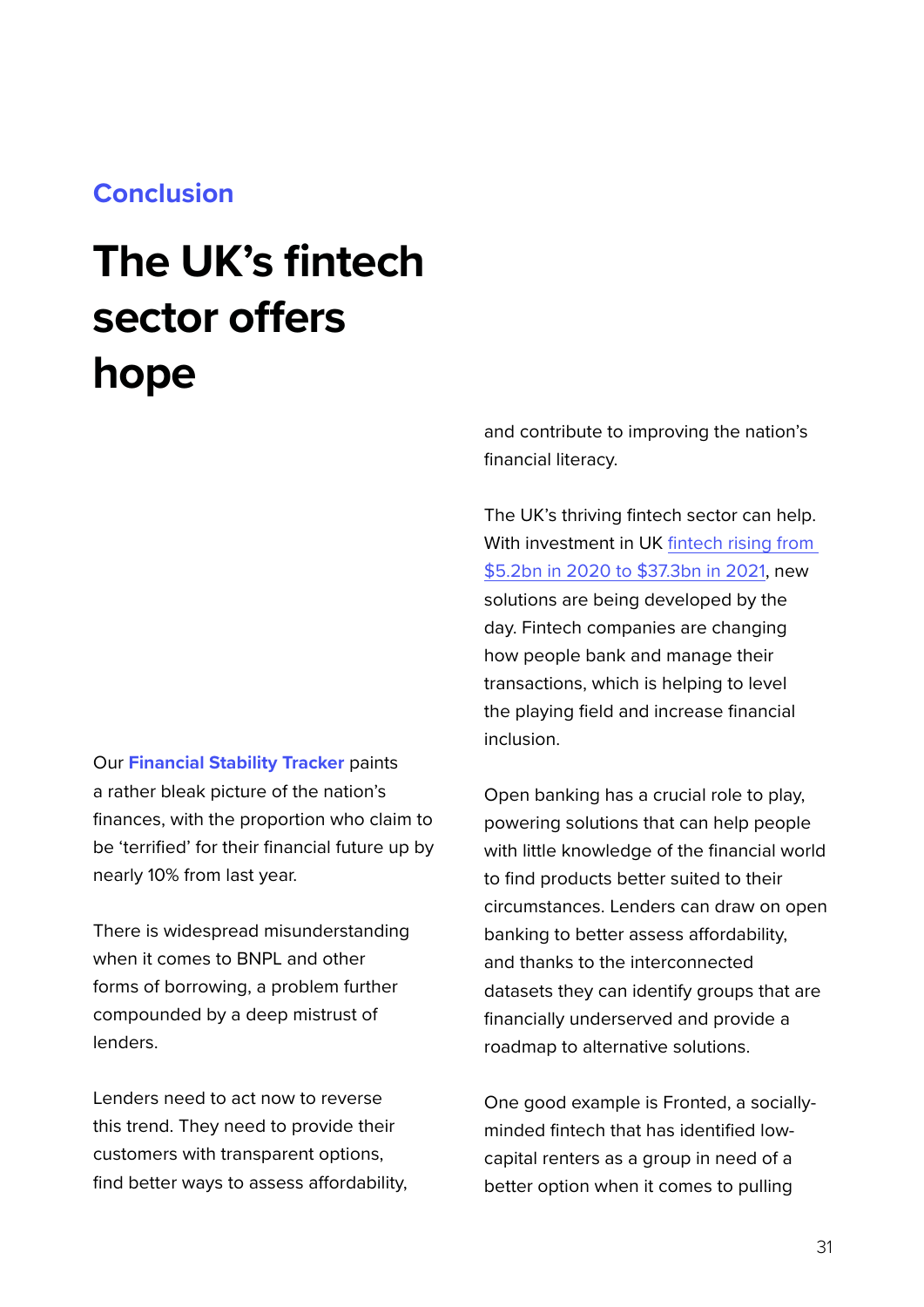## Conclusion

# The UK's fintech sector offers hope

Our **Financial Stability Tracker** paints a rather bleak picture of the nation's finances, with the proportion who claim to be 'terrified' for their financial future up by nearly 10% from last year.

There is widespread misunderstanding when it comes to BNPL and other forms of borrowing, a problem further compounded by a deep mistrust of lenders.

Lenders need to act now to reverse this trend. They need to provide their customers with transparent options, find better ways to assess affordability, and contribute to improving the nation's financial literacy.

The UK's thriving fintech sector can help. With investment in UK fintech rising from $5.2bn in 2020 to $37.3bn in 2021, new solutions are being developed by the day. Fintech companies are changing how people bank and manage their transactions, which is helping to level the playing field and increase financial inclusion.

Open banking has a crucial role to play, powering solutions that can help people with little knowledge of the financial world to find products better suited to their circumstances. Lenders can draw on open banking to better assess affordability, and thanks to the interconnected datasets they can identify groups that are financially underserved and provide a roadmap to alternative solutions.

One good example is Fronted, a socially-minded fintech that has identified low-capital renters as a group in need of a better option when it comes to pulling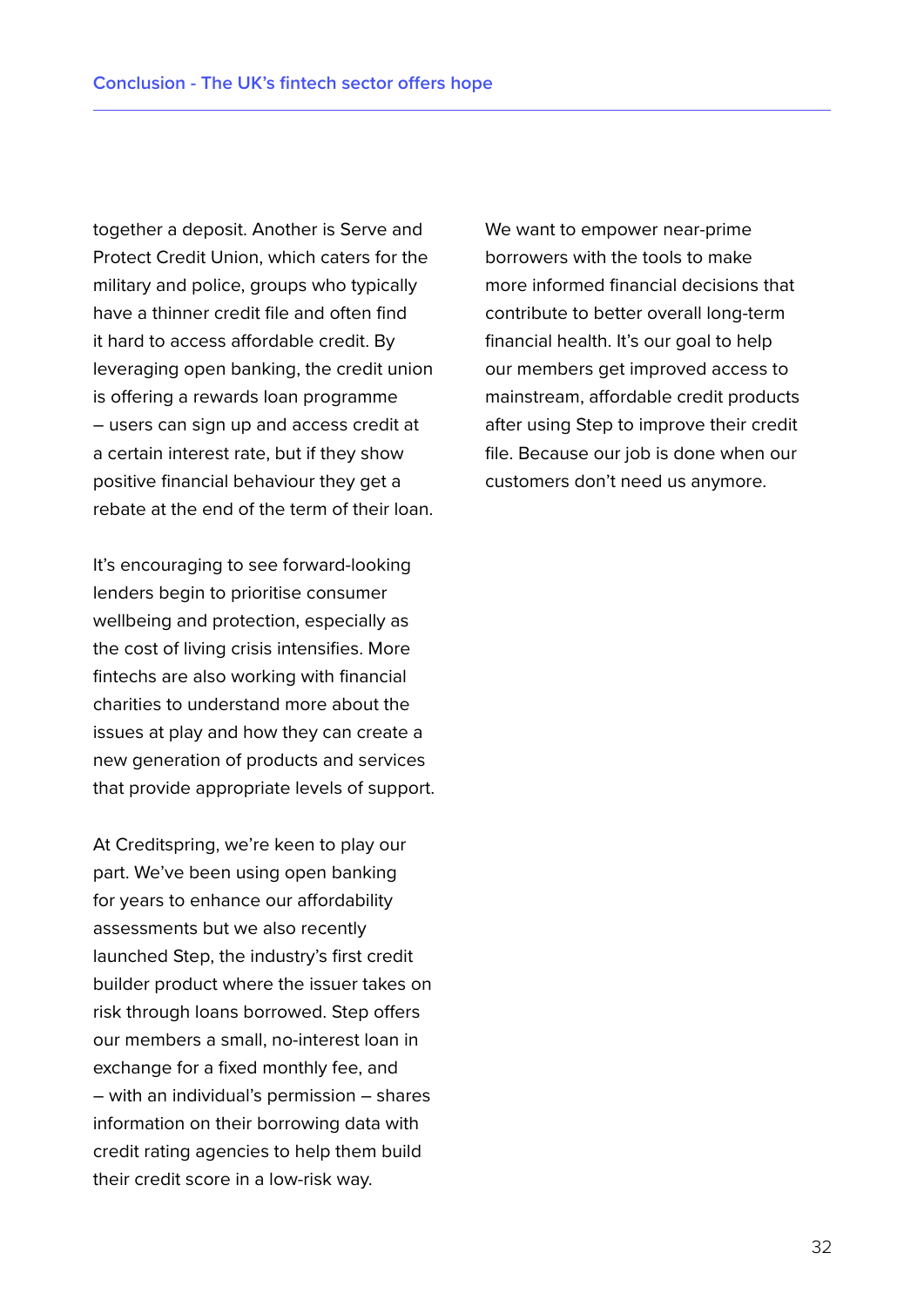together a deposit. Another is Serve and Protect Credit Union, which caters for the military and police, groups who typically have a thinner credit file and often find it hard to access affordable credit. By leveraging open banking, the credit union is offering a rewards loan programme – users can sign up and access credit at a certain interest rate, but if they show positive financial behaviour they get a rebate at the end of the term of their loan.

It's encouraging to see forward-looking lenders begin to prioritise consumer wellbeing and protection, especially as the cost of living crisis intensifies. More fintechs are also working with financial charities to understand more about the issues at play and how they can create a new generation of products and services that provide appropriate levels of support.

At Creditspring, we're keen to play our part. We've been using open banking for years to enhance our affordability assessments but we also recently launched Step, the industry's first credit builder product where the issuer takes on risk through loans borrowed. Step offers our members a small, no-interest loan in exchange for a fixed monthly fee, and – with an individual's permission – shares information on their borrowing data with credit rating agencies to help them build their credit score in a low-risk way.

We want to empower near-prime borrowers with the tools to make more informed financial decisions that contribute to better overall long-term financial health. It's our goal to help our members get improved access to mainstream, affordable credit products after using Step to improve their credit file. Because our job is done when our customers don't need us anymore.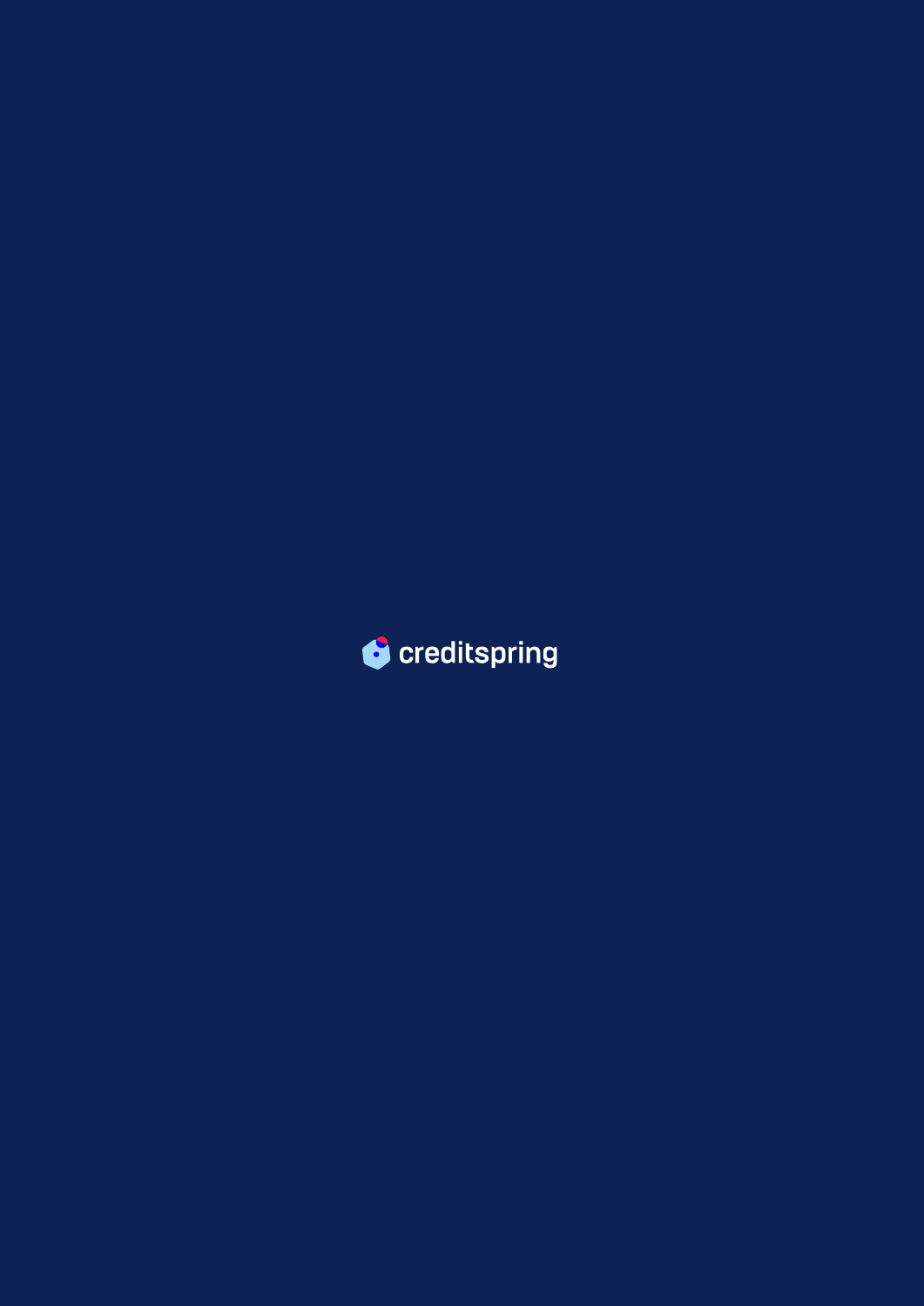creditspring